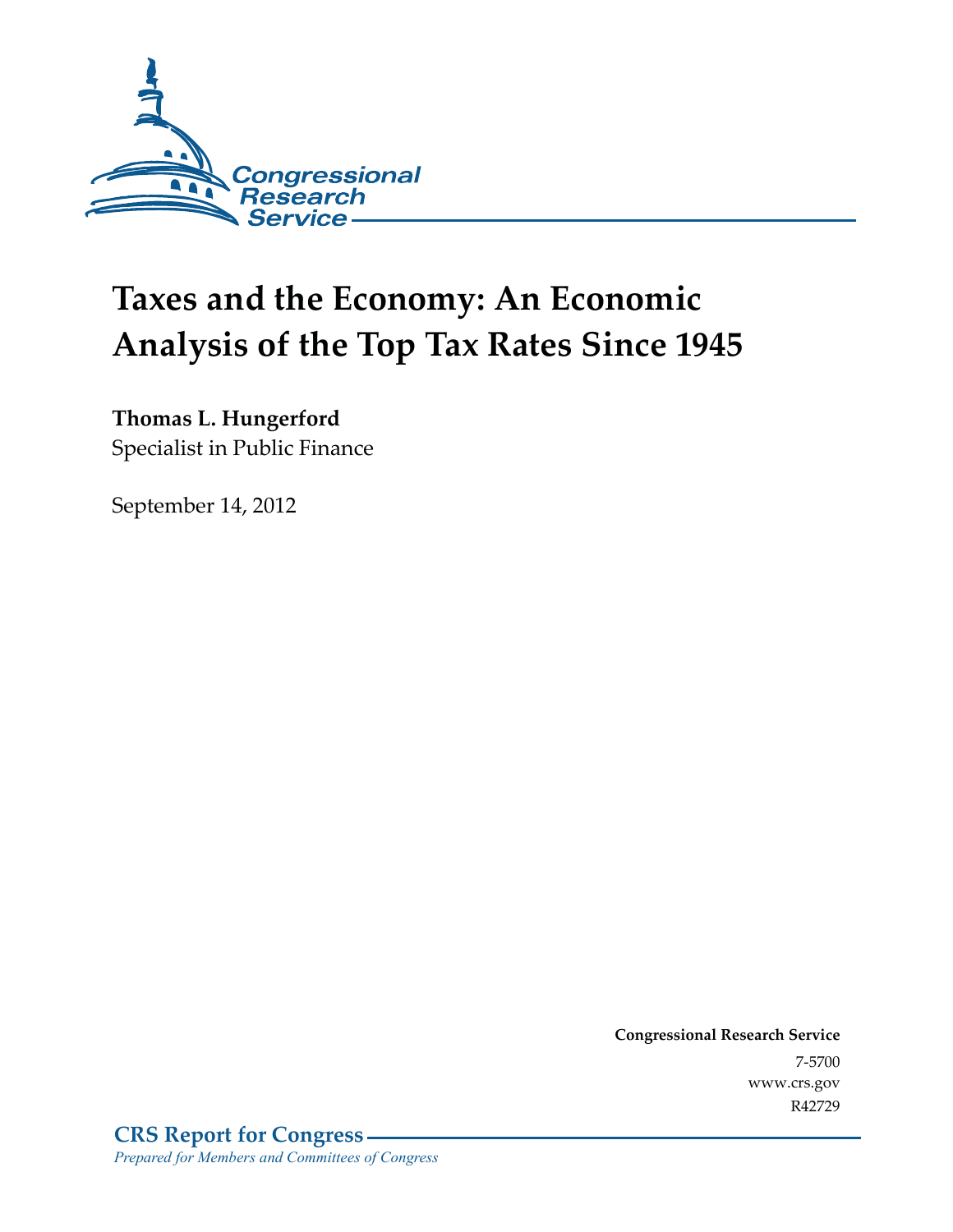Congressional Research Service

# Taxes and the Economy: An Economic Analysis of the Top Tax Rates Since 1945

**Thomas L. Hungerford**
Specialist in Public Finance

September 14, 2012

**Congressional Research Service**
7-5700
www.crs.gov
R42729

**CRS Report for Congress**
*Prepared for Members and Committees of Congress*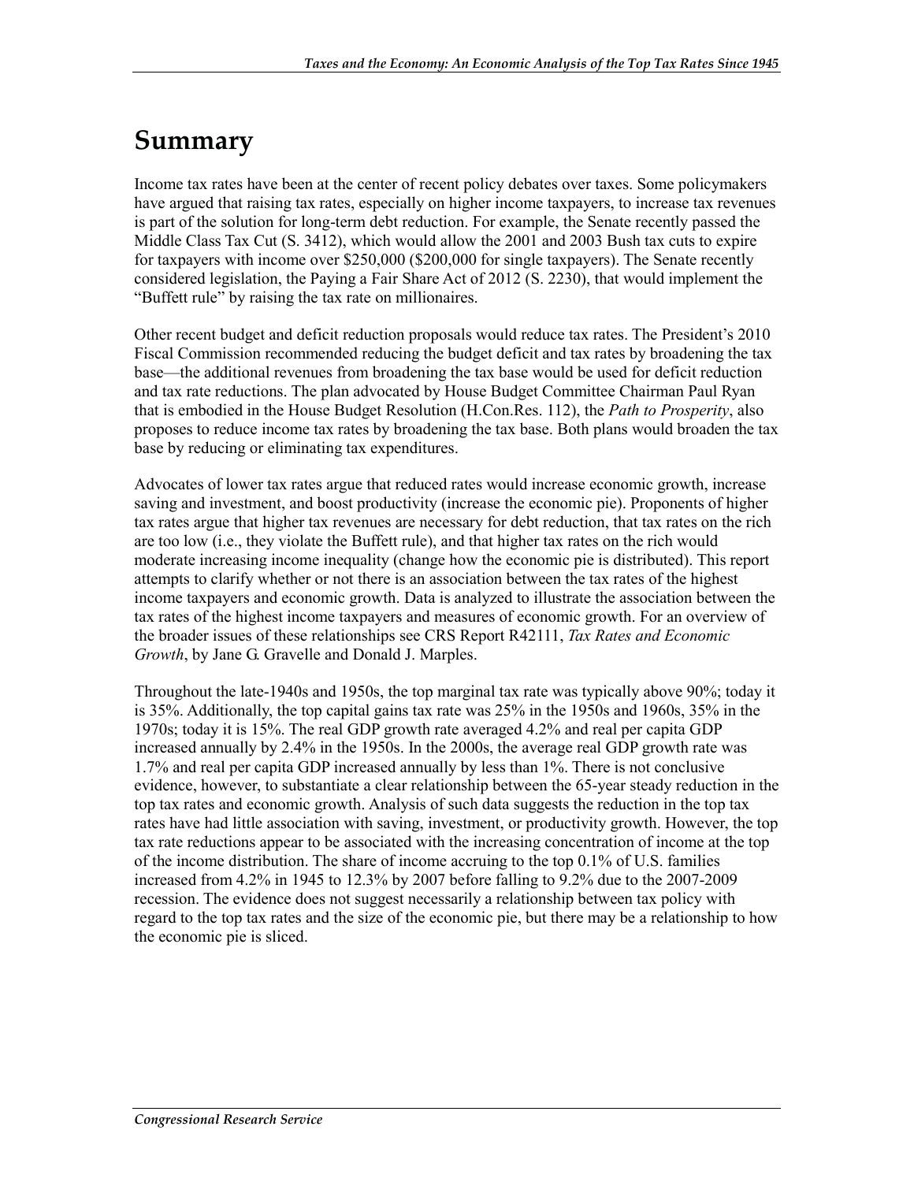# Summary

Income tax rates have been at the center of recent policy debates over taxes. Some policymakers have argued that raising tax rates, especially on higher income taxpayers, to increase tax revenues is part of the solution for long-term debt reduction. For example, the Senate recently passed the Middle Class Tax Cut (S. 3412), which would allow the 2001 and 2003 Bush tax cuts to expire for taxpayers with income over $250,000 ($200,000 for single taxpayers). The Senate recently considered legislation, the Paying a Fair Share Act of 2012 (S. 2230), that would implement the "Buffett rule" by raising the tax rate on millionaires.

Other recent budget and deficit reduction proposals would reduce tax rates. The President's 2010 Fiscal Commission recommended reducing the budget deficit and tax rates by broadening the tax base—the additional revenues from broadening the tax base would be used for deficit reduction and tax rate reductions. The plan advocated by House Budget Committee Chairman Paul Ryan that is embodied in the House Budget Resolution (H.Con.Res. 112), the *Path to Prosperity*, also proposes to reduce income tax rates by broadening the tax base. Both plans would broaden the tax base by reducing or eliminating tax expenditures.

Advocates of lower tax rates argue that reduced rates would increase economic growth, increase saving and investment, and boost productivity (increase the economic pie). Proponents of higher tax rates argue that higher tax revenues are necessary for debt reduction, that tax rates on the rich are too low (i.e., they violate the Buffett rule), and that higher tax rates on the rich would moderate increasing income inequality (change how the economic pie is distributed). This report attempts to clarify whether or not there is an association between the tax rates of the highest income taxpayers and economic growth. Data is analyzed to illustrate the association between the tax rates of the highest income taxpayers and measures of economic growth. For an overview of the broader issues of these relationships see CRS Report R42111, *Tax Rates and Economic Growth*, by Jane G. Gravelle and Donald J. Marples.

Throughout the late-1940s and 1950s, the top marginal tax rate was typically above 90%; today it is 35%. Additionally, the top capital gains tax rate was 25% in the 1950s and 1960s, 35% in the 1970s; today it is 15%. The real GDP growth rate averaged 4.2% and real per capita GDP increased annually by 2.4% in the 1950s. In the 2000s, the average real GDP growth rate was 1.7% and real per capita GDP increased annually by less than 1%. There is not conclusive evidence, however, to substantiate a clear relationship between the 65-year steady reduction in the top tax rates and economic growth. Analysis of such data suggests the reduction in the top tax rates have had little association with saving, investment, or productivity growth. However, the top tax rate reductions appear to be associated with the increasing concentration of income at the top of the income distribution. The share of income accruing to the top 0.1% of U.S. families increased from 4.2% in 1945 to 12.3% by 2007 before falling to 9.2% due to the 2007-2009 recession. The evidence does not suggest necessarily a relationship between tax policy with regard to the top tax rates and the size of the economic pie, but there may be a relationship to how the economic pie is sliced.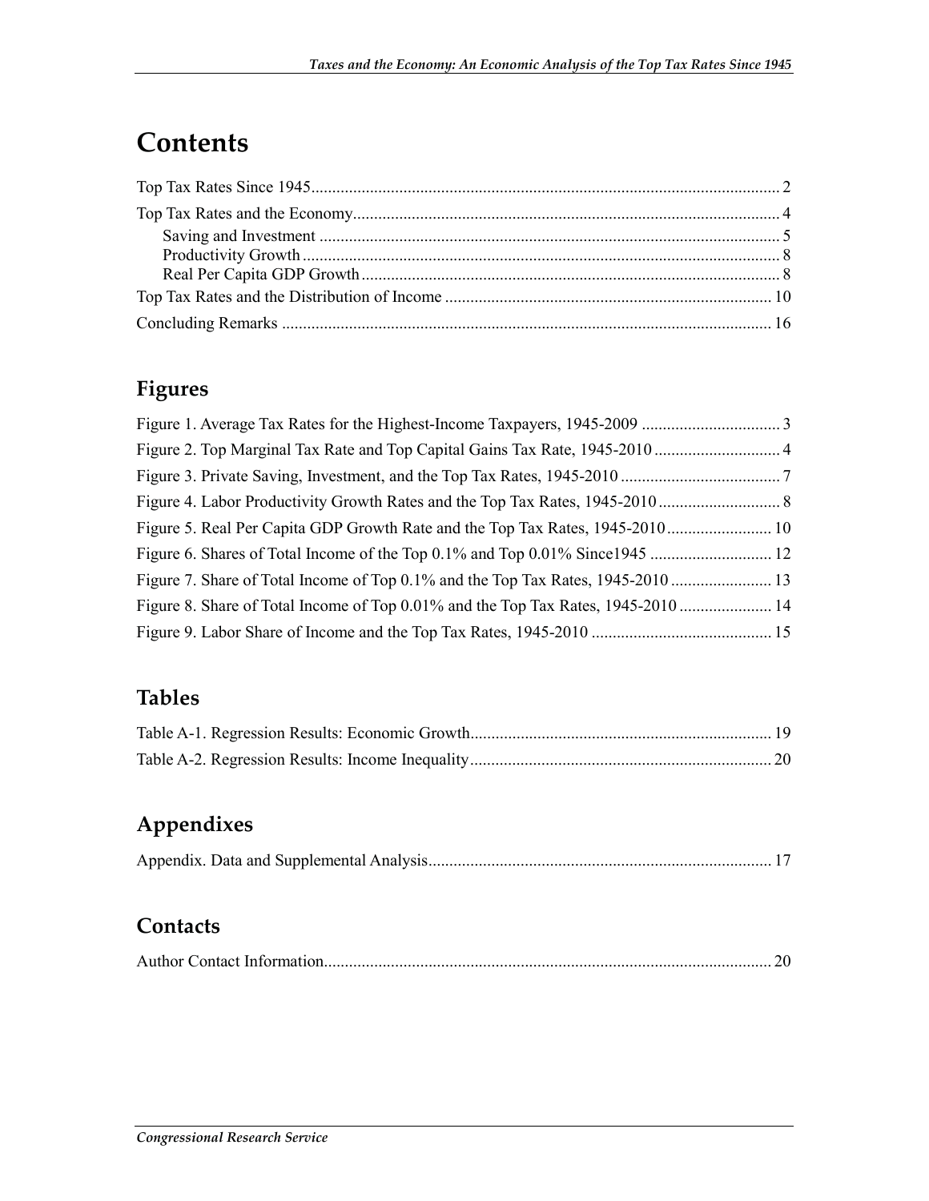# Contents

Top Tax Rates Since 1945 .............................................................................................................. 2

Top Tax Rates and the Economy.................................................................................................... 4

Saving and Investment ............................................................................................................ 5

Productivity Growth ................................................................................................................ 8

Real Per Capita GDP Growth .................................................................................................. 8

Top Tax Rates and the Distribution of Income ............................................................................ 10

Concluding Remarks ................................................................................................................... 16

## Figures

Figure 1. Average Tax Rates for the Highest-Income Taxpayers, 1945-2009 ................................. 3

Figure 2. Top Marginal Tax Rate and Top Capital Gains Tax Rate, 1945-2010 .............................. 4

Figure 3. Private Saving, Investment, and the Top Tax Rates, 1945-2010 ...................................... 7

Figure 4. Labor Productivity Growth Rates and the Top Tax Rates, 1945-2010 ............................. 8

Figure 5. Real Per Capita GDP Growth Rate and the Top Tax Rates, 1945-2010 ......................... 10

Figure 6. Shares of Total Income of the Top 0.1% and Top 0.01% Since1945 ............................. 12

Figure 7. Share of Total Income of Top 0.1% and the Top Tax Rates, 1945-2010 ........................ 13

Figure 8. Share of Total Income of Top 0.01% and the Top Tax Rates, 1945-2010 ...................... 14

Figure 9. Labor Share of Income and the Top Tax Rates, 1945-2010 ........................................... 15

## Tables

Table A-1. Regression Results: Economic Growth....................................................................... 19

Table A-2. Regression Results: Income Inequality....................................................................... 20

## Appendixes

Appendix. Data and Supplemental Analysis................................................................................. 17

## Contacts

Author Contact Information.......................................................................................................... 20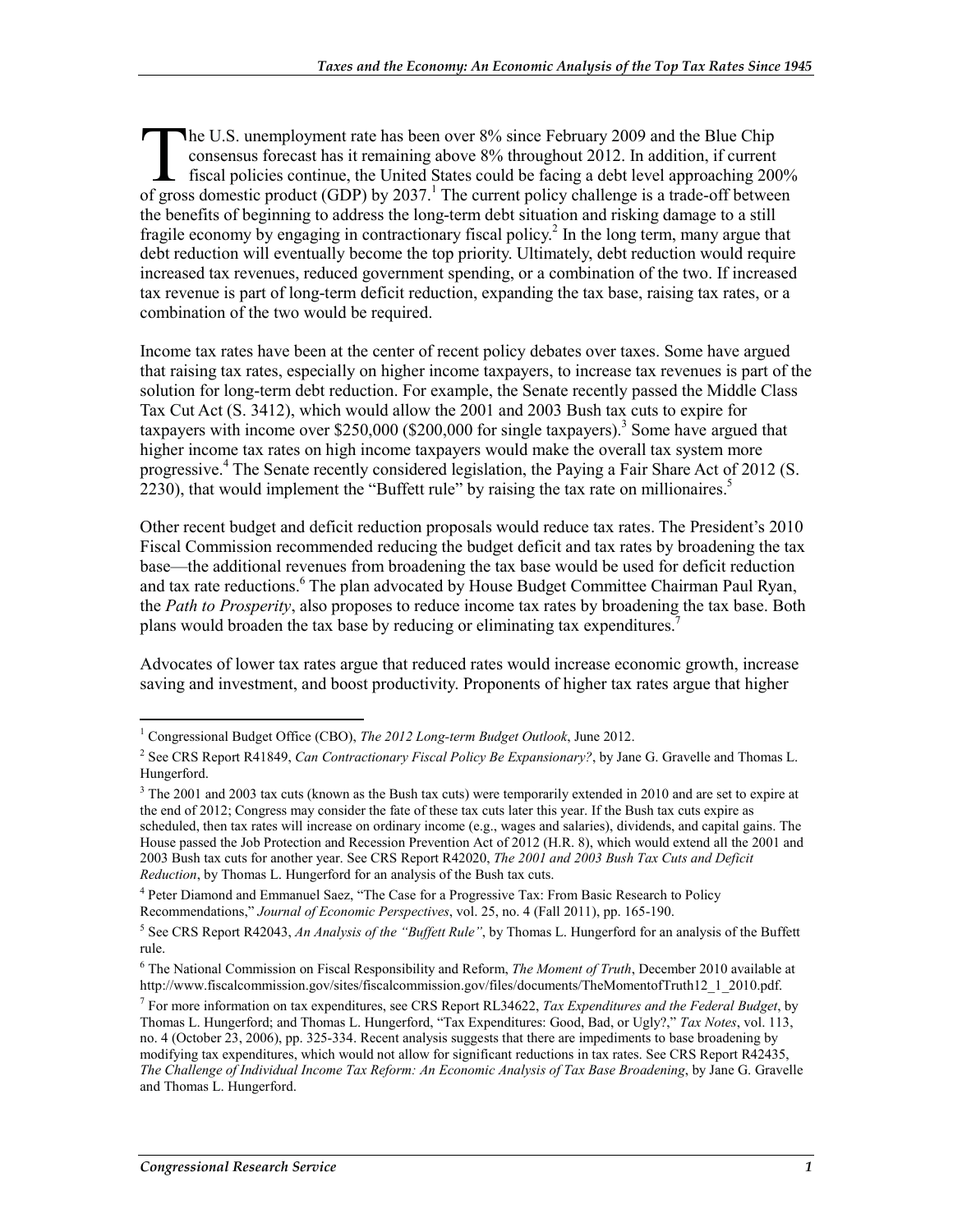The U.S. unemployment rate has been over 8% since February 2009 and the Blue Chip consensus forecast has it remaining above 8% throughout 2012. In addition, if current fiscal policies continue, the United States could be facing a debt level approaching 200% of gross domestic product (GDP) by 2037.[1] The current policy challenge is a trade-off between the benefits of beginning to address the long-term debt situation and risking damage to a still fragile economy by engaging in contractionary fiscal policy.[2] In the long term, many argue that debt reduction will eventually become the top priority. Ultimately, debt reduction would require increased tax revenues, reduced government spending, or a combination of the two. If increased tax revenue is part of long-term deficit reduction, expanding the tax base, raising tax rates, or a combination of the two would be required.

Income tax rates have been at the center of recent policy debates over taxes. Some have argued that raising tax rates, especially on higher income taxpayers, to increase tax revenues is part of the solution for long-term debt reduction. For example, the Senate recently passed the Middle Class Tax Cut Act (S. 3412), which would allow the 2001 and 2003 Bush tax cuts to expire for taxpayers with income over $250,000 ($200,000 for single taxpayers).[3] Some have argued that higher income tax rates on high income taxpayers would make the overall tax system more progressive.[4] The Senate recently considered legislation, the Paying a Fair Share Act of 2012 (S. 2230), that would implement the "Buffett rule" by raising the tax rate on millionaires.[5]

Other recent budget and deficit reduction proposals would reduce tax rates. The President's 2010 Fiscal Commission recommended reducing the budget deficit and tax rates by broadening the tax base—the additional revenues from broadening the tax base would be used for deficit reduction and tax rate reductions.[6] The plan advocated by House Budget Committee Chairman Paul Ryan, the *Path to Prosperity*, also proposes to reduce income tax rates by broadening the tax base. Both plans would broaden the tax base by reducing or eliminating tax expenditures.[7]

Advocates of lower tax rates argue that reduced rates would increase economic growth, increase saving and investment, and boost productivity. Proponents of higher tax rates argue that higher

---

[1] Congressional Budget Office (CBO), *The 2012 Long-term Budget Outlook*, June 2012.

[2] See CRS Report R41849, *Can Contractionary Fiscal Policy Be Expansionary?*, by Jane G. Gravelle and Thomas L. Hungerford.

[3] The 2001 and 2003 tax cuts (known as the Bush tax cuts) were temporarily extended in 2010 and are set to expire at the end of 2012; Congress may consider the fate of these tax cuts later this year. If the Bush tax cuts expire as scheduled, then tax rates will increase on ordinary income (e.g., wages and salaries), dividends, and capital gains. The House passed the Job Protection and Recession Prevention Act of 2012 (H.R. 8), which would extend all the 2001 and 2003 Bush tax cuts for another year. See CRS Report R42020, *The 2001 and 2003 Bush Tax Cuts and Deficit Reduction*, by Thomas L. Hungerford for an analysis of the Bush tax cuts.

[4] Peter Diamond and Emmanuel Saez, "The Case for a Progressive Tax: From Basic Research to Policy Recommendations," *Journal of Economic Perspectives*, vol. 25, no. 4 (Fall 2011), pp. 165-190.

[5] See CRS Report R42043, *An Analysis of the "Buffett Rule"*, by Thomas L. Hungerford for an analysis of the Buffett rule.

[6] The National Commission on Fiscal Responsibility and Reform, *The Moment of Truth*, December 2010 available at http://www.fiscalcommission.gov/sites/fiscalcommission.gov/files/documents/TheMomentofTruth12_1_2010.pdf.

[7] For more information on tax expenditures, see CRS Report RL34622, *Tax Expenditures and the Federal Budget*, by Thomas L. Hungerford; and Thomas L. Hungerford, "Tax Expenditures: Good, Bad, or Ugly?," *Tax Notes*, vol. 113, no. 4 (October 23, 2006), pp. 325-334. Recent analysis suggests that there are impediments to base broadening by modifying tax expenditures, which would not allow for significant reductions in tax rates. See CRS Report R42435, *The Challenge of Individual Income Tax Reform: An Economic Analysis of Tax Base Broadening*, by Jane G. Gravelle and Thomas L. Hungerford.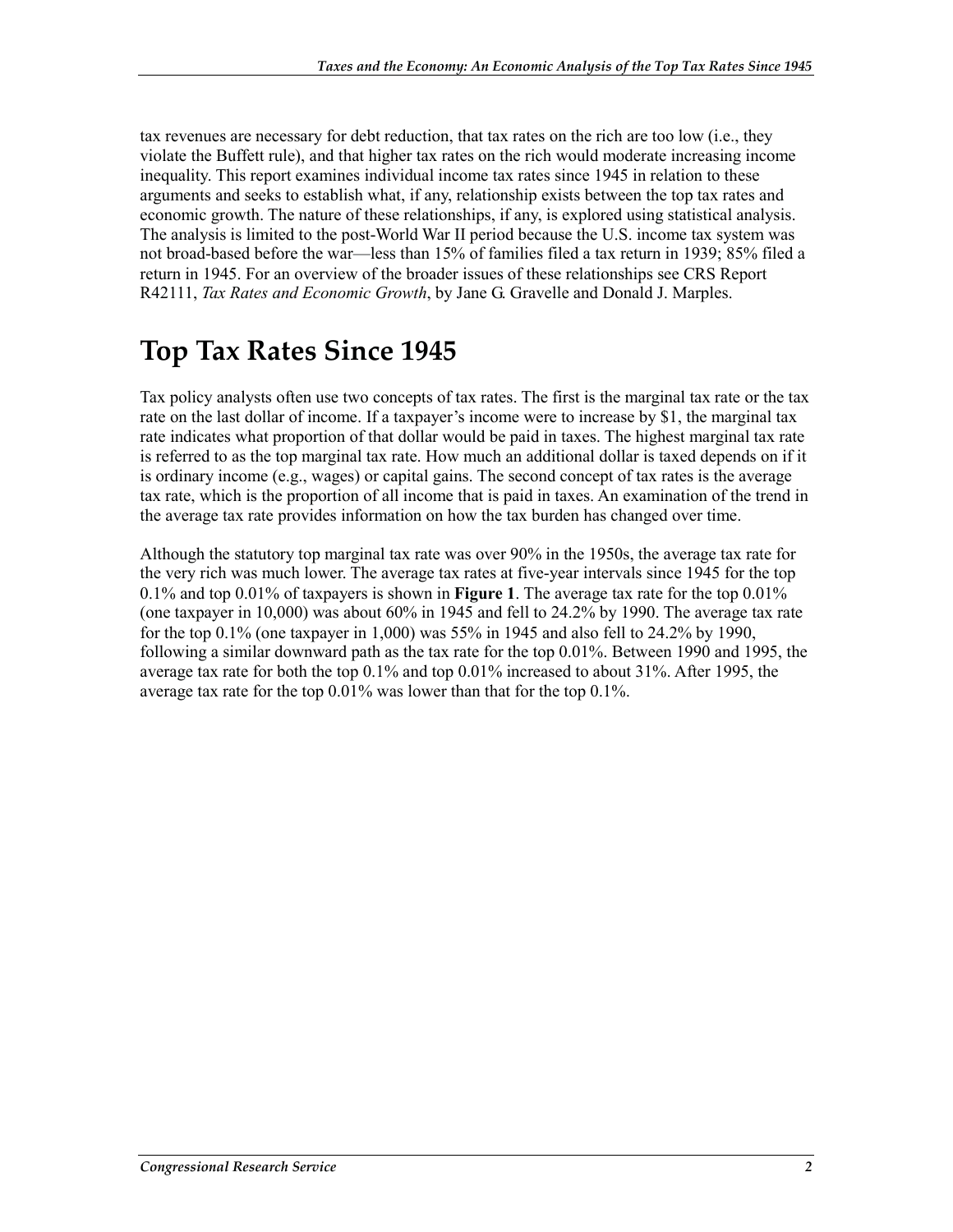tax revenues are necessary for debt reduction, that tax rates on the rich are too low (i.e., they violate the Buffett rule), and that higher tax rates on the rich would moderate increasing income inequality. This report examines individual income tax rates since 1945 in relation to these arguments and seeks to establish what, if any, relationship exists between the top tax rates and economic growth. The nature of these relationships, if any, is explored using statistical analysis. The analysis is limited to the post-World War II period because the U.S. income tax system was not broad-based before the war—less than 15% of families filed a tax return in 1939; 85% filed a return in 1945. For an overview of the broader issues of these relationships see CRS Report R42111, *Tax Rates and Economic Growth*, by Jane G. Gravelle and Donald J. Marples.

# Top Tax Rates Since 1945

Tax policy analysts often use two concepts of tax rates. The first is the marginal tax rate or the tax rate on the last dollar of income. If a taxpayer's income were to increase by $1, the marginal tax rate indicates what proportion of that dollar would be paid in taxes. The highest marginal tax rate is referred to as the top marginal tax rate. How much an additional dollar is taxed depends on if it is ordinary income (e.g., wages) or capital gains. The second concept of tax rates is the average tax rate, which is the proportion of all income that is paid in taxes. An examination of the trend in the average tax rate provides information on how the tax burden has changed over time.

Although the statutory top marginal tax rate was over 90% in the 1950s, the average tax rate for the very rich was much lower. The average tax rates at five-year intervals since 1945 for the top 0.1% and top 0.01% of taxpayers is shown in **Figure 1**. The average tax rate for the top 0.01% (one taxpayer in 10,000) was about 60% in 1945 and fell to 24.2% by 1990. The average tax rate for the top 0.1% (one taxpayer in 1,000) was 55% in 1945 and also fell to 24.2% by 1990, following a similar downward path as the tax rate for the top 0.01%. Between 1990 and 1995, the average tax rate for both the top 0.1% and top 0.01% increased to about 31%. After 1995, the average tax rate for the top 0.01% was lower than that for the top 0.1%.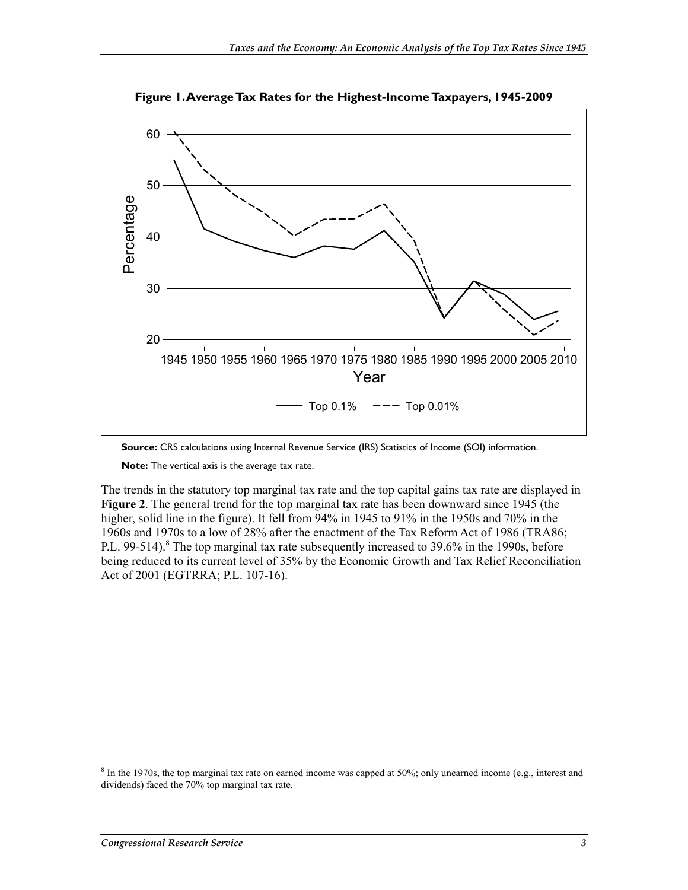**Figure 1. Average Tax Rates for the Highest-Income Taxpayers, 1945-2009**

**Source:** CRS calculations using Internal Revenue Service (IRS) Statistics of Income (SOI) information.

**Note:** The vertical axis is the average tax rate.

The trends in the statutory top marginal tax rate and the top capital gains tax rate are displayed in **Figure 2**. The general trend for the top marginal tax rate has been downward since 1945 (the higher, solid line in the figure). It fell from 94% in 1945 to 91% in the 1950s and 70% in the 1960s and 1970s to a low of 28% after the enactment of the Tax Reform Act of 1986 (TRA86; P.L. 99-514).[8] The top marginal tax rate subsequently increased to 39.6% in the 1990s, before being reduced to its current level of 35% by the Economic Growth and Tax Relief Reconciliation Act of 2001 (EGTRRA; P.L. 107-16).

---

[8] In the 1970s, the top marginal tax rate on earned income was capped at 50%; only unearned income (e.g., interest and dividends) faced the 70% top marginal tax rate.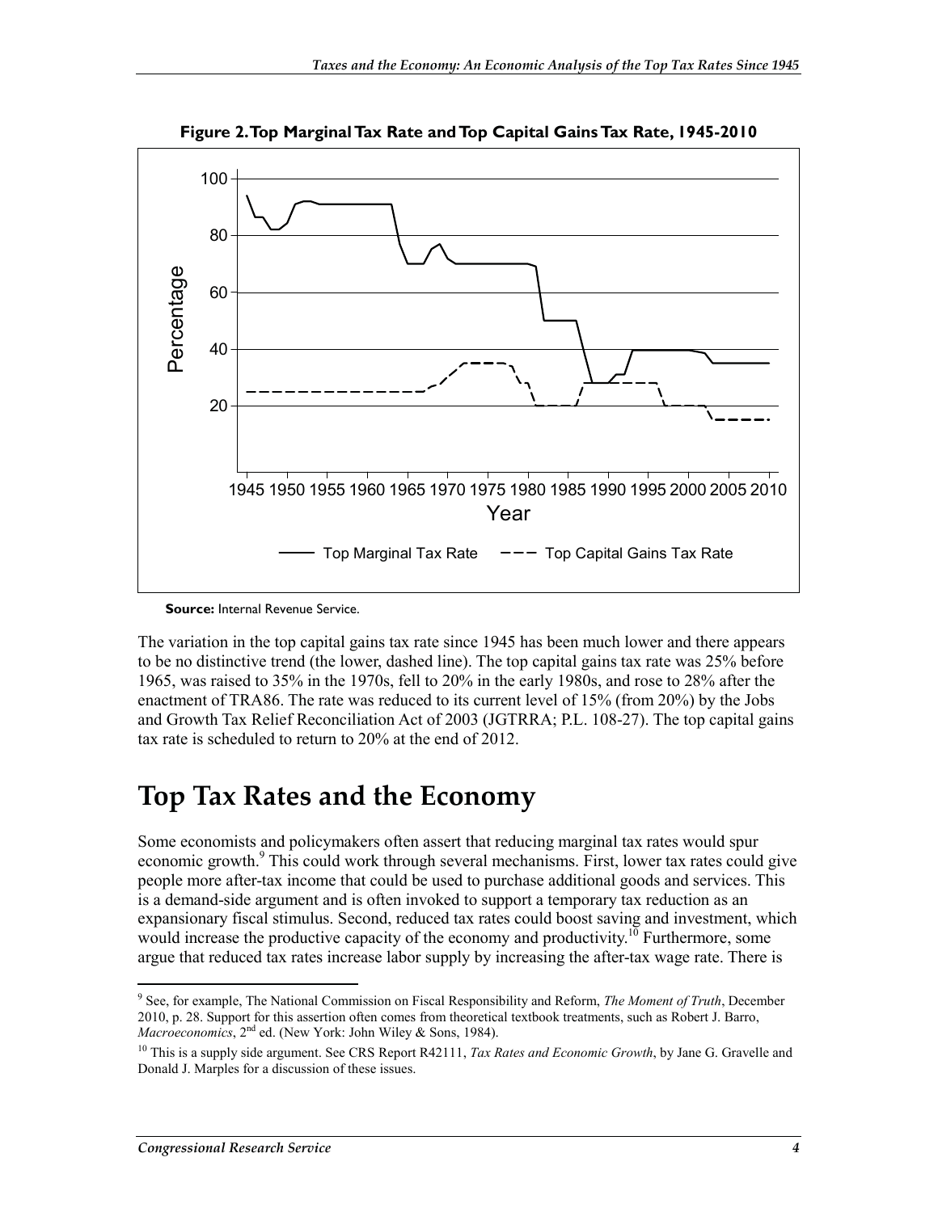**Figure 2. Top Marginal Tax Rate and Top Capital Gains Tax Rate, 1945-2010**

**Source:** Internal Revenue Service.

The variation in the top capital gains tax rate since 1945 has been much lower and there appears to be no distinctive trend (the lower, dashed line). The top capital gains tax rate was 25% before 1965, was raised to 35% in the 1970s, fell to 20% in the early 1980s, and rose to 28% after the enactment of TRA86. The rate was reduced to its current level of 15% (from 20%) by the Jobs and Growth Tax Relief Reconciliation Act of 2003 (JGTRRA; P.L. 108-27). The top capital gains tax rate is scheduled to return to 20% at the end of 2012.

# Top Tax Rates and the Economy

Some economists and policymakers often assert that reducing marginal tax rates would spur economic growth.[9] This could work through several mechanisms. First, lower tax rates could give people more after-tax income that could be used to purchase additional goods and services. This is a demand-side argument and is often invoked to support a temporary tax reduction as an expansionary fiscal stimulus. Second, reduced tax rates could boost saving and investment, which would increase the productive capacity of the economy and productivity.[10] Furthermore, some argue that reduced tax rates increase labor supply by increasing the after-tax wage rate. There is

---

[9] See, for example, The National Commission on Fiscal Responsibility and Reform, *The Moment of Truth*, December 2010, p. 28. Support for this assertion often comes from theoretical textbook treatments, such as Robert J. Barro, *Macroeconomics*, 2nd ed. (New York: John Wiley & Sons, 1984).

[10] This is a supply side argument. See CRS Report R42111, *Tax Rates and Economic Growth*, by Jane G. Gravelle and Donald J. Marples for a discussion of these issues.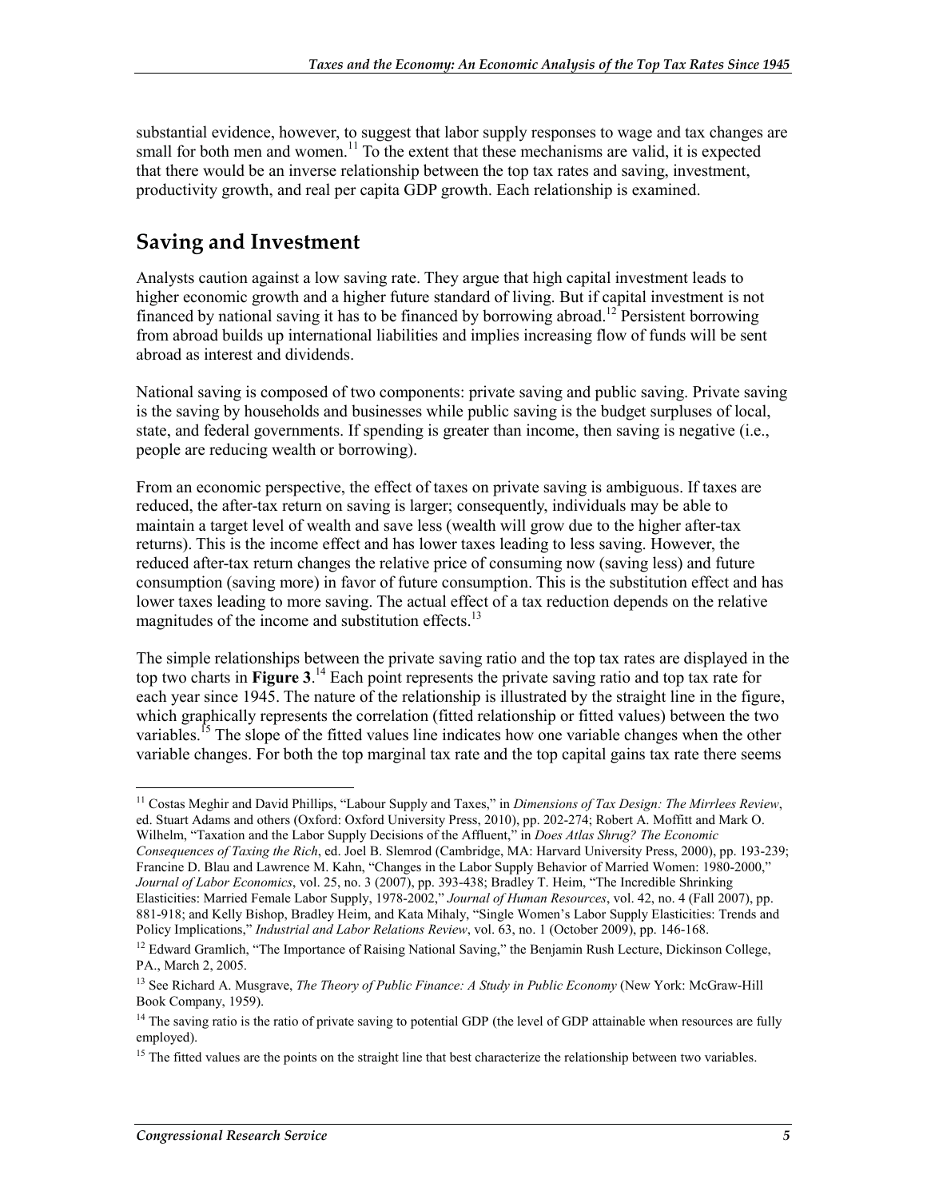substantial evidence, however, to suggest that labor supply responses to wage and tax changes are small for both men and women.[11] To the extent that these mechanisms are valid, it is expected that there would be an inverse relationship between the top tax rates and saving, investment, productivity growth, and real per capita GDP growth. Each relationship is examined.

## Saving and Investment

Analysts caution against a low saving rate. They argue that high capital investment leads to higher economic growth and a higher future standard of living. But if capital investment is not financed by national saving it has to be financed by borrowing abroad.[12] Persistent borrowing from abroad builds up international liabilities and implies increasing flow of funds will be sent abroad as interest and dividends.

National saving is composed of two components: private saving and public saving. Private saving is the saving by households and businesses while public saving is the budget surpluses of local, state, and federal governments. If spending is greater than income, then saving is negative (i.e., people are reducing wealth or borrowing).

From an economic perspective, the effect of taxes on private saving is ambiguous. If taxes are reduced, the after-tax return on saving is larger; consequently, individuals may be able to maintain a target level of wealth and save less (wealth will grow due to the higher after-tax returns). This is the income effect and has lower taxes leading to less saving. However, the reduced after-tax return changes the relative price of consuming now (saving less) and future consumption (saving more) in favor of future consumption. This is the substitution effect and has lower taxes leading to more saving. The actual effect of a tax reduction depends on the relative magnitudes of the income and substitution effects.[13]

The simple relationships between the private saving ratio and the top tax rates are displayed in the top two charts in **Figure 3**.[14] Each point represents the private saving ratio and top tax rate for each year since 1945. The nature of the relationship is illustrated by the straight line in the figure, which graphically represents the correlation (fitted relationship or fitted values) between the two variables.[15] The slope of the fitted values line indicates how one variable changes when the other variable changes. For both the top marginal tax rate and the top capital gains tax rate there seems

---

[11] Costas Meghir and David Phillips, "Labour Supply and Taxes," in *Dimensions of Tax Design: The Mirrlees Review*, ed. Stuart Adams and others (Oxford: Oxford University Press, 2010), pp. 202-274; Robert A. Moffitt and Mark O. Wilhelm, "Taxation and the Labor Supply Decisions of the Affluent," in *Does Atlas Shrug? The Economic Consequences of Taxing the Rich*, ed. Joel B. Slemrod (Cambridge, MA: Harvard University Press, 2000), pp. 193-239; Francine D. Blau and Lawrence M. Kahn, "Changes in the Labor Supply Behavior of Married Women: 1980-2000," *Journal of Labor Economics*, vol. 25, no. 3 (2007), pp. 393-438; Bradley T. Heim, "The Incredible Shrinking Elasticities: Married Female Labor Supply, 1978-2002," *Journal of Human Resources*, vol. 42, no. 4 (Fall 2007), pp. 881-918; and Kelly Bishop, Bradley Heim, and Kata Mihaly, "Single Women's Labor Supply Elasticities: Trends and Policy Implications," *Industrial and Labor Relations Review*, vol. 63, no. 1 (October 2009), pp. 146-168.

[12] Edward Gramlich, "The Importance of Raising National Saving," the Benjamin Rush Lecture, Dickinson College, PA., March 2, 2005.

[13] See Richard A. Musgrave, *The Theory of Public Finance: A Study in Public Economy* (New York: McGraw-Hill Book Company, 1959).

[14] The saving ratio is the ratio of private saving to potential GDP (the level of GDP attainable when resources are fully employed).

[15] The fitted values are the points on the straight line that best characterize the relationship between two variables.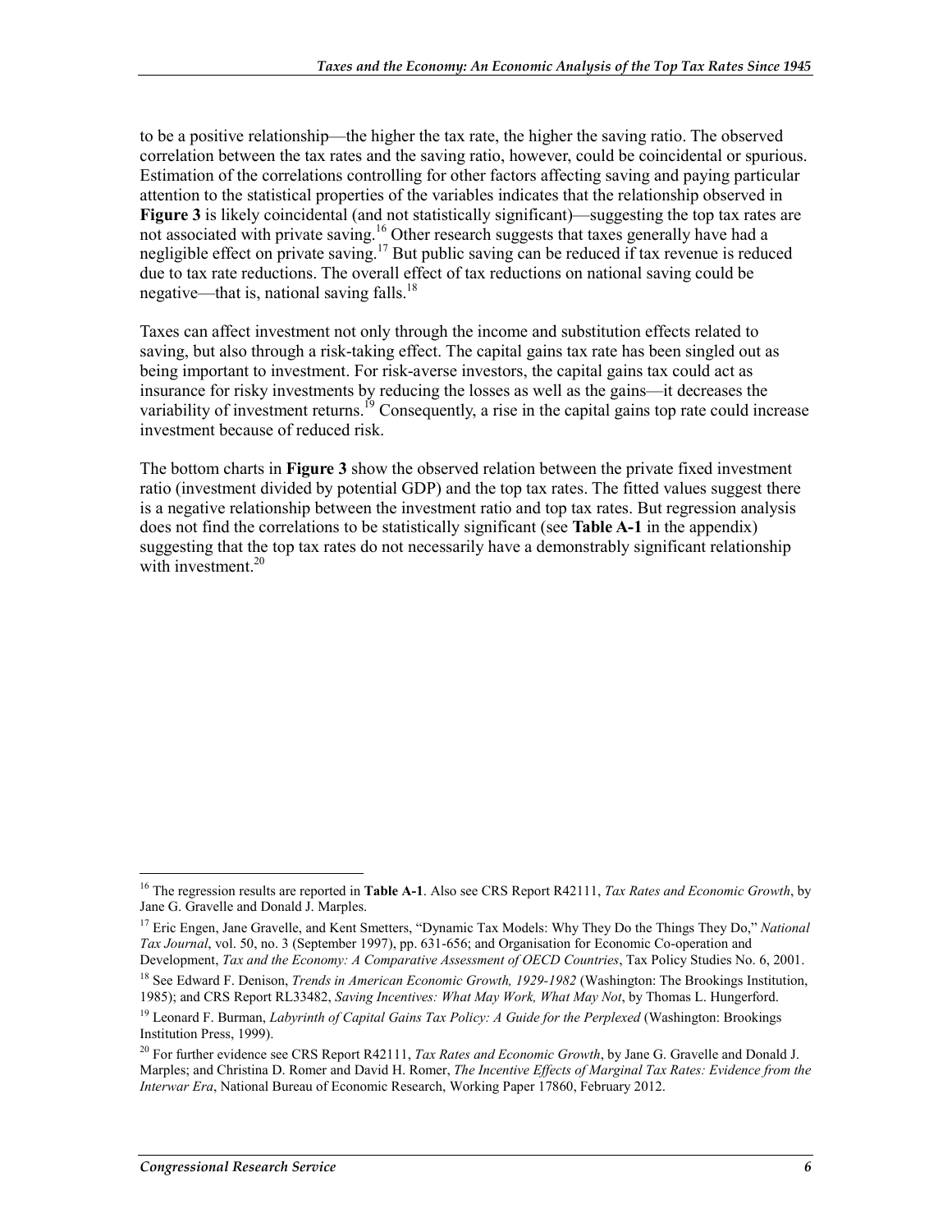to be a positive relationship—the higher the tax rate, the higher the saving ratio. The observed correlation between the tax rates and the saving ratio, however, could be coincidental or spurious. Estimation of the correlations controlling for other factors affecting saving and paying particular attention to the statistical properties of the variables indicates that the relationship observed in **Figure 3** is likely coincidental (and not statistically significant)—suggesting the top tax rates are not associated with private saving.[16] Other research suggests that taxes generally have had a negligible effect on private saving.[17] But public saving can be reduced if tax revenue is reduced due to tax rate reductions. The overall effect of tax reductions on national saving could be negative—that is, national saving falls.[18]

Taxes can affect investment not only through the income and substitution effects related to saving, but also through a risk-taking effect. The capital gains tax rate has been singled out as being important to investment. For risk-averse investors, the capital gains tax could act as insurance for risky investments by reducing the losses as well as the gains—it decreases the variability of investment returns.[19] Consequently, a rise in the capital gains top rate could increase investment because of reduced risk.

The bottom charts in **Figure 3** show the observed relation between the private fixed investment ratio (investment divided by potential GDP) and the top tax rates. The fitted values suggest there is a negative relationship between the investment ratio and top tax rates. But regression analysis does not find the correlations to be statistically significant (see **Table A-1** in the appendix) suggesting that the top tax rates do not necessarily have a demonstrably significant relationship with investment.[20]

---

[16] The regression results are reported in **Table A-1**. Also see CRS Report R42111, *Tax Rates and Economic Growth*, by Jane G. Gravelle and Donald J. Marples.

[17] Eric Engen, Jane Gravelle, and Kent Smetters, "Dynamic Tax Models: Why They Do the Things They Do," *National Tax Journal*, vol. 50, no. 3 (September 1997), pp. 631-656; and Organisation for Economic Co-operation and Development, *Tax and the Economy: A Comparative Assessment of OECD Countries*, Tax Policy Studies No. 6, 2001.

[18] See Edward F. Denison, *Trends in American Economic Growth, 1929-1982* (Washington: The Brookings Institution, 1985); and CRS Report RL33482, *Saving Incentives: What May Work, What May Not*, by Thomas L. Hungerford.

[19] Leonard F. Burman, *Labyrinth of Capital Gains Tax Policy: A Guide for the Perplexed* (Washington: Brookings Institution Press, 1999).

[20] For further evidence see CRS Report R42111, *Tax Rates and Economic Growth*, by Jane G. Gravelle and Donald J. Marples; and Christina D. Romer and David H. Romer, *The Incentive Effects of Marginal Tax Rates: Evidence from the Interwar Era*, National Bureau of Economic Research, Working Paper 17860, February 2012.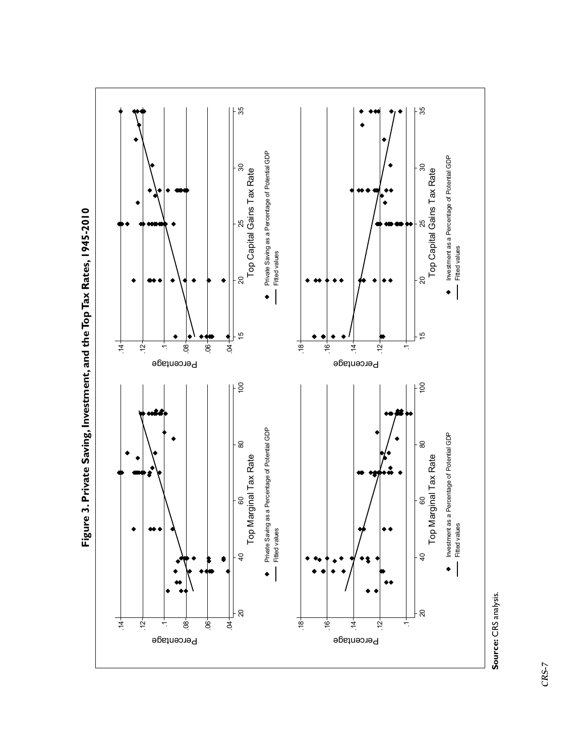**Figure 3. Private Saving, Investment, and the Top Tax Rates, 1945-2010**

Percentage

Top Marginal Tax Rate

Private Saving as a Percentage of Potential GDP

Fitted values

Percentage

Top Marginal Tax Rate

Investment as a Percentage of Potential GDP

Fitted values

Percentage

Top Capital Gains Tax Rate

Private Saving as a Percentage of Potential GDP

Fitted values

Percentage

Top Capital Gains Tax Rate

Investment as a Percentage of Potential GDP

Fitted values

**Source:** CRS analysis.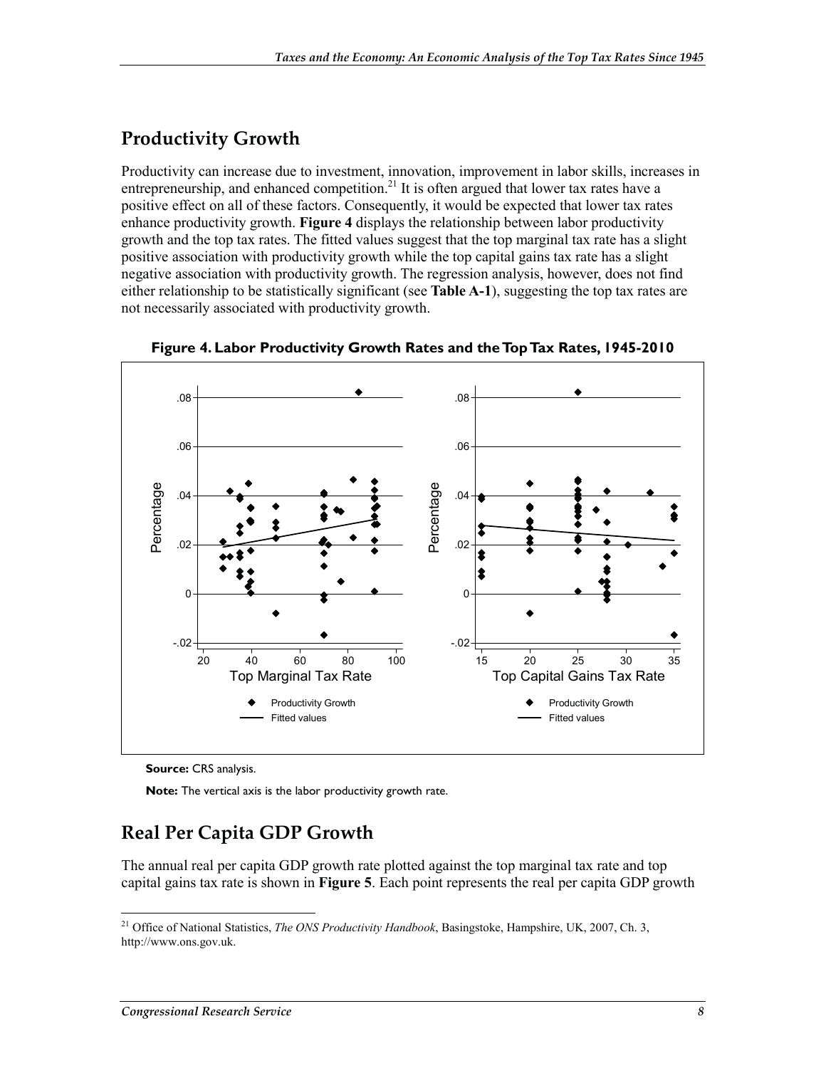## Productivity Growth

Productivity can increase due to investment, innovation, improvement in labor skills, increases in entrepreneurship, and enhanced competition.[21] It is often argued that lower tax rates have a positive effect on all of these factors. Consequently, it would be expected that lower tax rates enhance productivity growth. **Figure 4** displays the relationship between labor productivity growth and the top tax rates. The fitted values suggest that the top marginal tax rate has a slight positive association with productivity growth while the top capital gains tax rate has a slight negative association with productivity growth. The regression analysis, however, does not find either relationship to be statistically significant (see **Table A-1**), suggesting the top tax rates are not necessarily associated with productivity growth.

**Figure 4. Labor Productivity Growth Rates and the Top Tax Rates, 1945-2010**

**Source:** CRS analysis.

**Note:** The vertical axis is the labor productivity growth rate.

## Real Per Capita GDP Growth

The annual real per capita GDP growth rate plotted against the top marginal tax rate and top capital gains tax rate is shown in **Figure 5**. Each point represents the real per capita GDP growth

[21] Office of National Statistics, *The ONS Productivity Handbook*, Basingstoke, Hampshire, UK, 2007, Ch. 3, http://www.ons.gov.uk.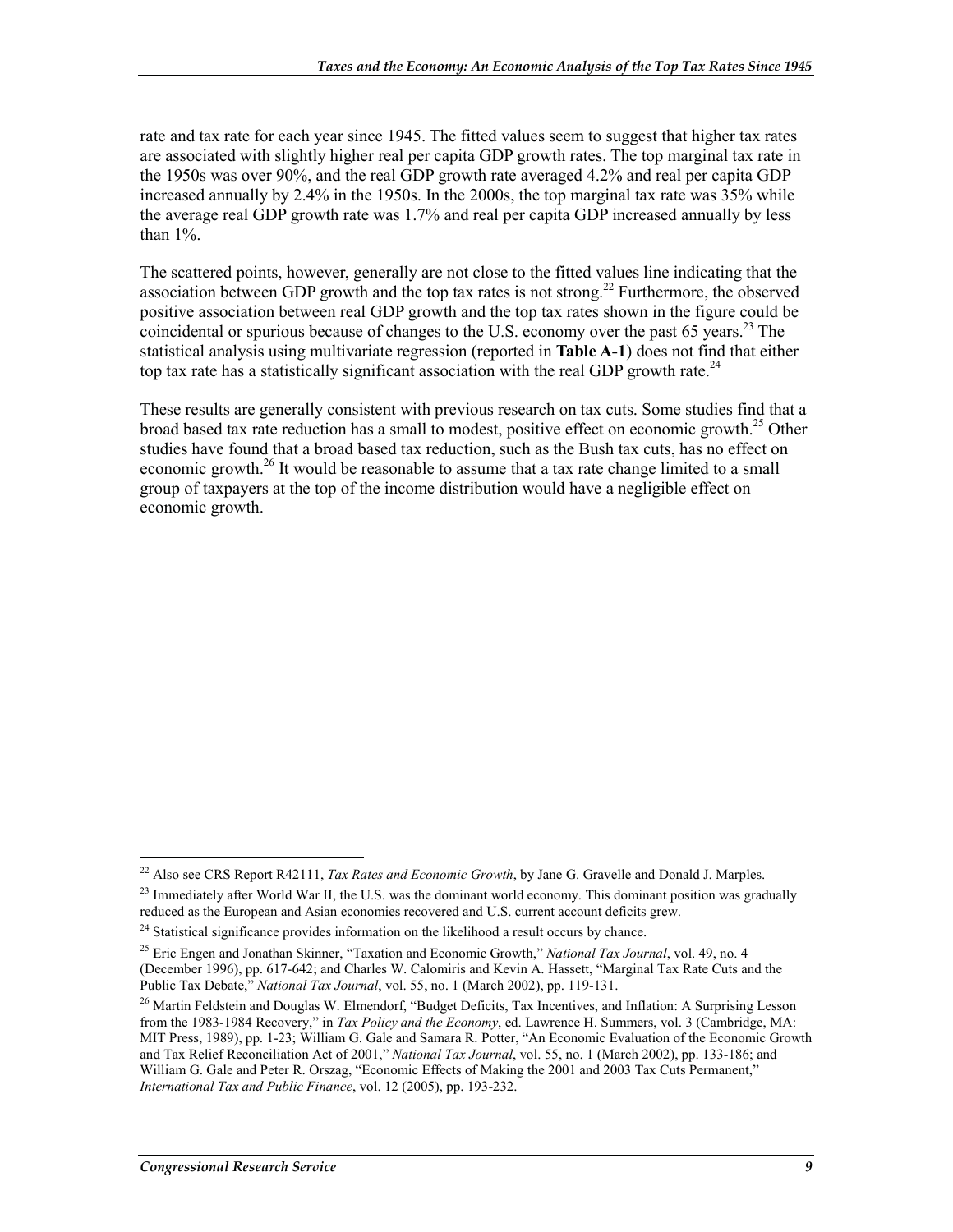rate and tax rate for each year since 1945. The fitted values seem to suggest that higher tax rates are associated with slightly higher real per capita GDP growth rates. The top marginal tax rate in the 1950s was over 90%, and the real GDP growth rate averaged 4.2% and real per capita GDP increased annually by 2.4% in the 1950s. In the 2000s, the top marginal tax rate was 35% while the average real GDP growth rate was 1.7% and real per capita GDP increased annually by less than 1%.

The scattered points, however, generally are not close to the fitted values line indicating that the association between GDP growth and the top tax rates is not strong.[22] Furthermore, the observed positive association between real GDP growth and the top tax rates shown in the figure could be coincidental or spurious because of changes to the U.S. economy over the past 65 years.[23] The statistical analysis using multivariate regression (reported in **Table A-1**) does not find that either top tax rate has a statistically significant association with the real GDP growth rate.[24]

These results are generally consistent with previous research on tax cuts. Some studies find that a broad based tax rate reduction has a small to modest, positive effect on economic growth.[25] Other studies have found that a broad based tax reduction, such as the Bush tax cuts, has no effect on economic growth.[26] It would be reasonable to assume that a tax rate change limited to a small group of taxpayers at the top of the income distribution would have a negligible effect on economic growth.

---

[22] Also see CRS Report R42111, *Tax Rates and Economic Growth*, by Jane G. Gravelle and Donald J. Marples.

[23] Immediately after World War II, the U.S. was the dominant world economy. This dominant position was gradually reduced as the European and Asian economies recovered and U.S. current account deficits grew.

[24] Statistical significance provides information on the likelihood a result occurs by chance.

[25] Eric Engen and Jonathan Skinner, "Taxation and Economic Growth," *National Tax Journal*, vol. 49, no. 4 (December 1996), pp. 617-642; and Charles W. Calomiris and Kevin A. Hassett, "Marginal Tax Rate Cuts and the Public Tax Debate," *National Tax Journal*, vol. 55, no. 1 (March 2002), pp. 119-131.

[26] Martin Feldstein and Douglas W. Elmendorf, "Budget Deficits, Tax Incentives, and Inflation: A Surprising Lesson from the 1983-1984 Recovery," in *Tax Policy and the Economy*, ed. Lawrence H. Summers, vol. 3 (Cambridge, MA: MIT Press, 1989), pp. 1-23; William G. Gale and Samara R. Potter, "An Economic Evaluation of the Economic Growth and Tax Relief Reconciliation Act of 2001," *National Tax Journal*, vol. 55, no. 1 (March 2002), pp. 133-186; and William G. Gale and Peter R. Orszag, "Economic Effects of Making the 2001 and 2003 Tax Cuts Permanent," *International Tax and Public Finance*, vol. 12 (2005), pp. 193-232.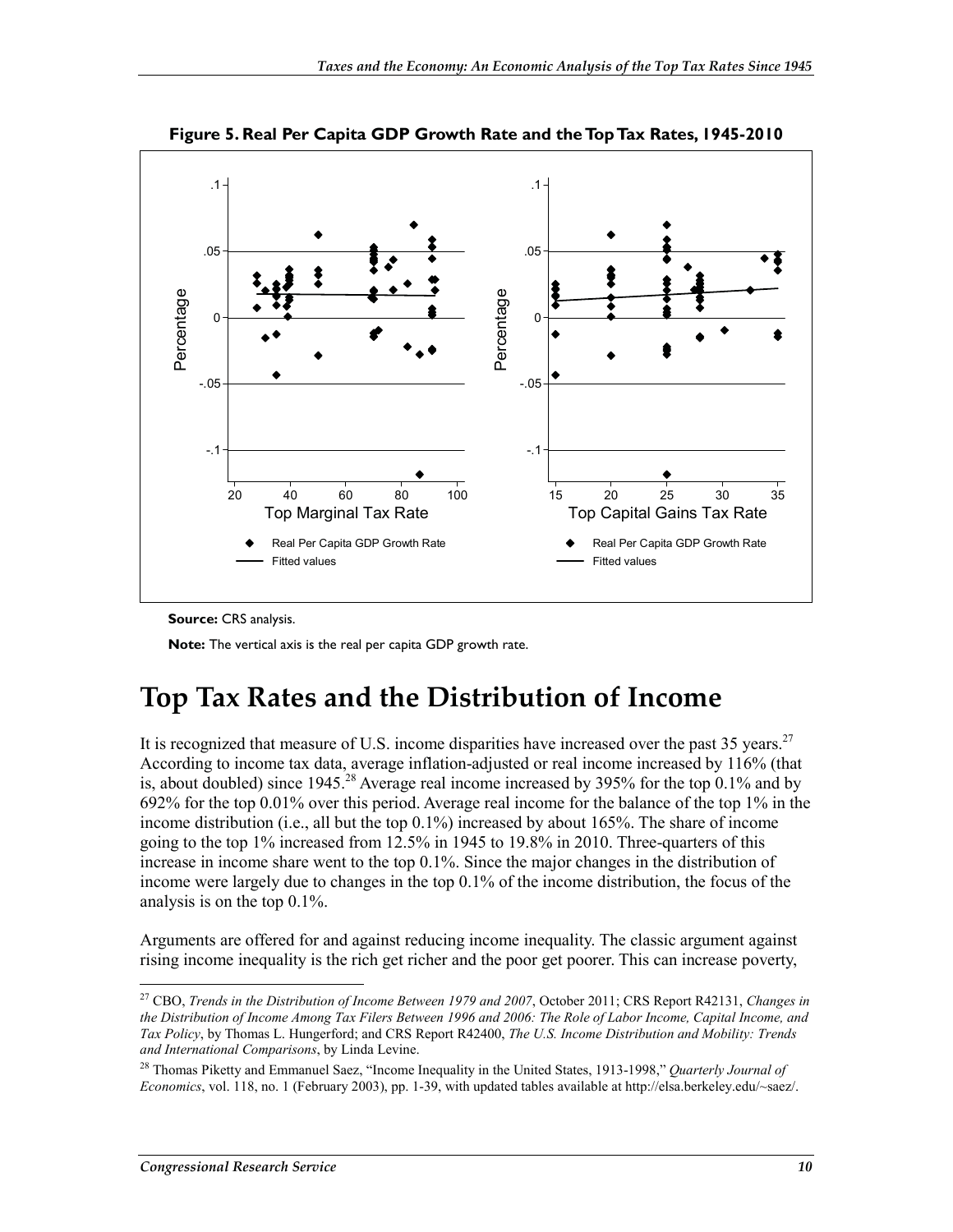**Figure 5. Real Per Capita GDP Growth Rate and the Top Tax Rates, 1945-2010**

**Source:** CRS analysis.

**Note:** The vertical axis is the real per capita GDP growth rate.

# Top Tax Rates and the Distribution of Income

It is recognized that measure of U.S. income disparities have increased over the past 35 years.[27] According to income tax data, average inflation-adjusted or real income increased by 116% (that is, about doubled) since 1945.[28] Average real income increased by 395% for the top 0.1% and by 692% for the top 0.01% over this period. Average real income for the balance of the top 1% in the income distribution (i.e., all but the top 0.1%) increased by about 165%. The share of income going to the top 1% increased from 12.5% in 1945 to 19.8% in 2010. Three-quarters of this increase in income share went to the top 0.1%. Since the major changes in the distribution of income were largely due to changes in the top 0.1% of the income distribution, the focus of the analysis is on the top 0.1%.

Arguments are offered for and against reducing income inequality. The classic argument against rising income inequality is the rich get richer and the poor get poorer. This can increase poverty,

---

[27] CBO, *Trends in the Distribution of Income Between 1979 and 2007*, October 2011; CRS Report R42131, *Changes in the Distribution of Income Among Tax Filers Between 1996 and 2006: The Role of Labor Income, Capital Income, and Tax Policy*, by Thomas L. Hungerford; and CRS Report R42400, *The U.S. Income Distribution and Mobility: Trends and International Comparisons*, by Linda Levine.

[28] Thomas Piketty and Emmanuel Saez, "Income Inequality in the United States, 1913-1998," *Quarterly Journal of Economics*, vol. 118, no. 1 (February 2003), pp. 1-39, with updated tables available at http://elsa.berkeley.edu/~saez/.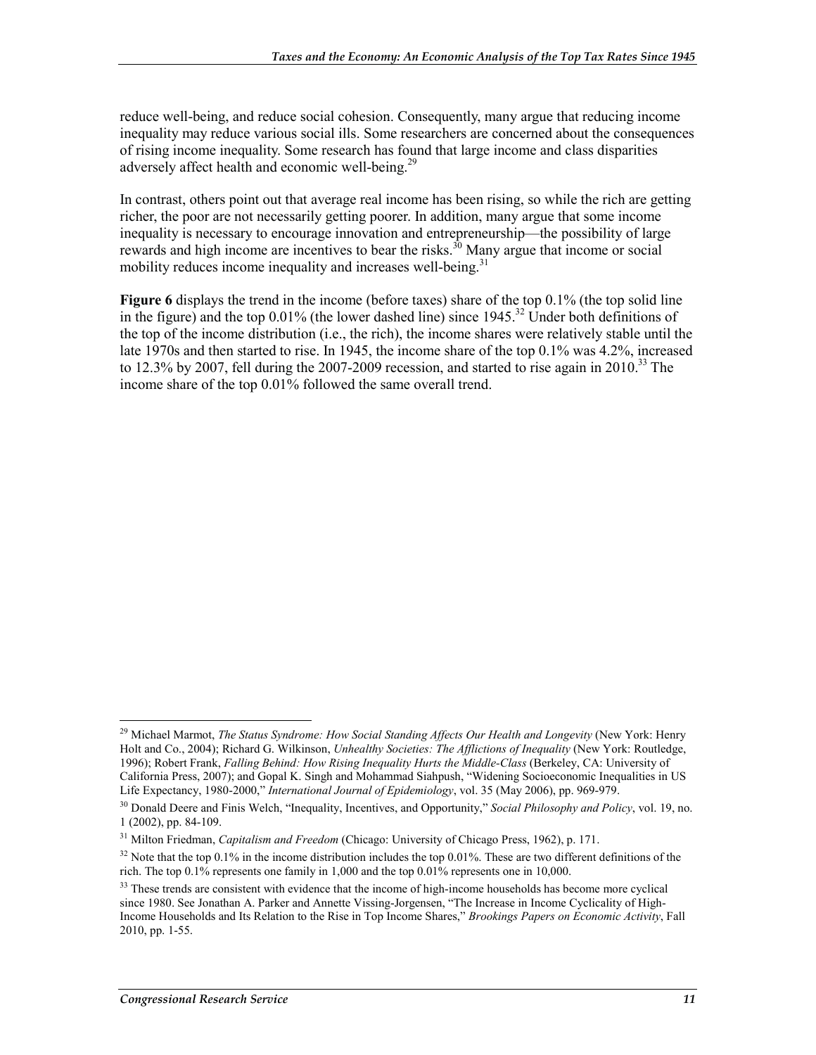reduce well-being, and reduce social cohesion. Consequently, many argue that reducing income inequality may reduce various social ills. Some researchers are concerned about the consequences of rising income inequality. Some research has found that large income and class disparities adversely affect health and economic well-being.[29]

In contrast, others point out that average real income has been rising, so while the rich are getting richer, the poor are not necessarily getting poorer. In addition, many argue that some income inequality is necessary to encourage innovation and entrepreneurship—the possibility of large rewards and high income are incentives to bear the risks.[30] Many argue that income or social mobility reduces income inequality and increases well-being.[31]

**Figure 6** displays the trend in the income (before taxes) share of the top 0.1% (the top solid line in the figure) and the top 0.01% (the lower dashed line) since 1945.[32] Under both definitions of the top of the income distribution (i.e., the rich), the income shares were relatively stable until the late 1970s and then started to rise. In 1945, the income share of the top 0.1% was 4.2%, increased to 12.3% by 2007, fell during the 2007-2009 recession, and started to rise again in 2010.[33] The income share of the top 0.01% followed the same overall trend.

---

[29] Michael Marmot, *The Status Syndrome: How Social Standing Affects Our Health and Longevity* (New York: Henry Holt and Co., 2004); Richard G. Wilkinson, *Unhealthy Societies: The Afflictions of Inequality* (New York: Routledge, 1996); Robert Frank, *Falling Behind: How Rising Inequality Hurts the Middle-Class* (Berkeley, CA: University of California Press, 2007); and Gopal K. Singh and Mohammad Siahpush, "Widening Socioeconomic Inequalities in US Life Expectancy, 1980-2000," *International Journal of Epidemiology*, vol. 35 (May 2006), pp. 969-979.

[30] Donald Deere and Finis Welch, "Inequality, Incentives, and Opportunity," *Social Philosophy and Policy*, vol. 19, no. 1 (2002), pp. 84-109.

[31] Milton Friedman, *Capitalism and Freedom* (Chicago: University of Chicago Press, 1962), p. 171.

[32] Note that the top 0.1% in the income distribution includes the top 0.01%. These are two different definitions of the rich. The top 0.1% represents one family in 1,000 and the top 0.01% represents one in 10,000.

[33] These trends are consistent with evidence that the income of high-income households has become more cyclical since 1980. See Jonathan A. Parker and Annette Vissing-Jorgensen, "The Increase in Income Cyclicality of High-Income Households and Its Relation to the Rise in Top Income Shares," *Brookings Papers on Economic Activity*, Fall 2010, pp. 1-55.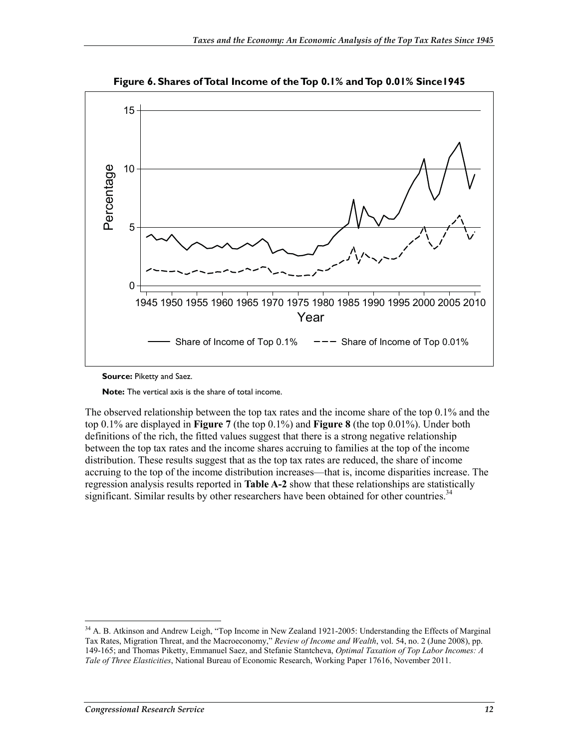**Figure 6. Shares of Total Income of the Top 0.1% and Top 0.01% Since1945**

**Source:** Piketty and Saez.

**Note:** The vertical axis is the share of total income.

The observed relationship between the top tax rates and the income share of the top 0.1% and the top 0.1% are displayed in **Figure 7** (the top 0.1%) and **Figure 8** (the top 0.01%). Under both definitions of the rich, the fitted values suggest that there is a strong negative relationship between the top tax rates and the income shares accruing to families at the top of the income distribution. These results suggest that as the top tax rates are reduced, the share of income accruing to the top of the income distribution increases—that is, income disparities increase. The regression analysis results reported in **Table A-2** show that these relationships are statistically significant. Similar results by other researchers have been obtained for other countries.[34]

[34] A. B. Atkinson and Andrew Leigh, "Top Income in New Zealand 1921-2005: Understanding the Effects of Marginal Tax Rates, Migration Threat, and the Macroeconomy," *Review of Income and Wealth*, vol. 54, no. 2 (June 2008), pp. 149-165; and Thomas Piketty, Emmanuel Saez, and Stefanie Stantcheva, *Optimal Taxation of Top Labor Incomes: A Tale of Three Elasticities*, National Bureau of Economic Research, Working Paper 17616, November 2011.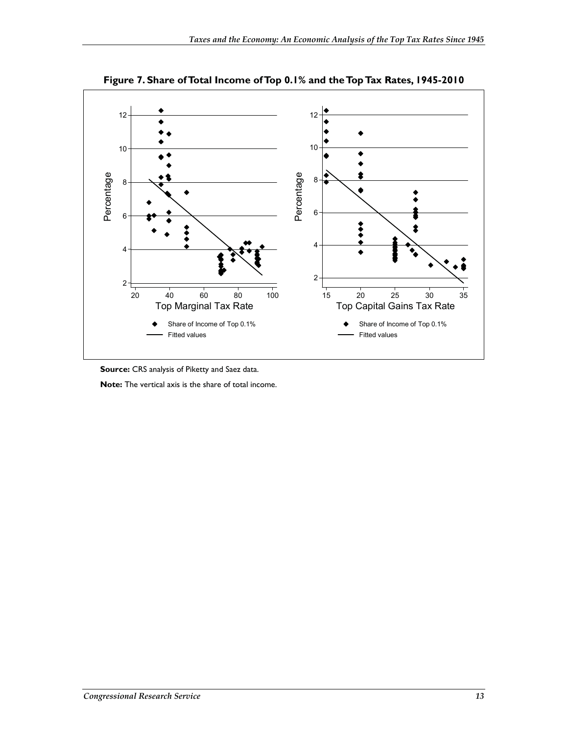**Figure 7. Share of Total Income of Top 0.1% and the Top Tax Rates, 1945-2010**

**Source:** CRS analysis of Piketty and Saez data.

**Note:** The vertical axis is the share of total income.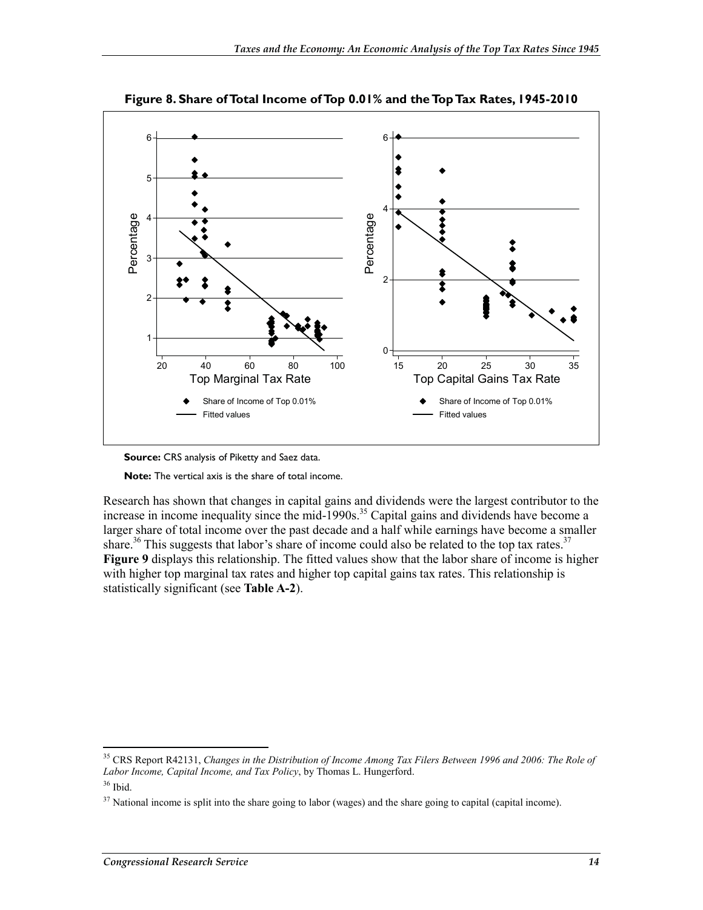**Figure 8. Share of Total Income of Top 0.01% and the Top Tax Rates, 1945-2010**

**Source:** CRS analysis of Piketty and Saez data.

**Note:** The vertical axis is the share of total income.

Research has shown that changes in capital gains and dividends were the largest contributor to the increase in income inequality since the mid-1990s.[35] Capital gains and dividends have become a larger share of total income over the past decade and a half while earnings have become a smaller share.[36] This suggests that labor's share of income could also be related to the top tax rates.[37] **Figure 9** displays this relationship. The fitted values show that the labor share of income is higher with higher top marginal tax rates and higher top capital gains tax rates. This relationship is statistically significant (see **Table A-2**).

---

[35] CRS Report R42131, *Changes in the Distribution of Income Among Tax Filers Between 1996 and 2006: The Role of Labor Income, Capital Income, and Tax Policy*, by Thomas L. Hungerford.

[36] Ibid.

[37] National income is split into the share going to labor (wages) and the share going to capital (capital income).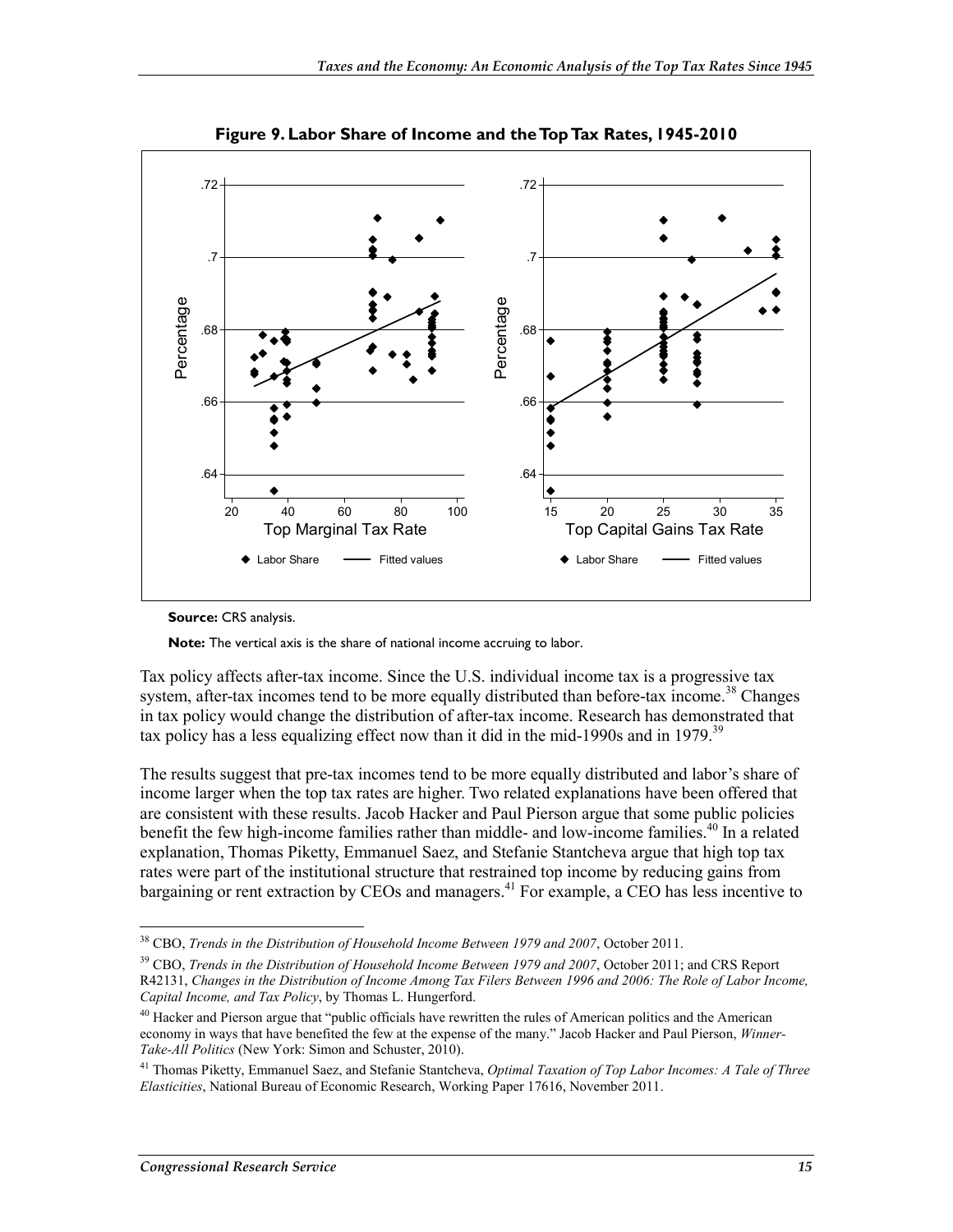**Figure 9. Labor Share of Income and the Top Tax Rates, 1945-2010**

**Source:** CRS analysis.

**Note:** The vertical axis is the share of national income accruing to labor.

Tax policy affects after-tax income. Since the U.S. individual income tax is a progressive tax system, after-tax incomes tend to be more equally distributed than before-tax income.[38] Changes in tax policy would change the distribution of after-tax income. Research has demonstrated that tax policy has a less equalizing effect now than it did in the mid-1990s and in 1979.[39]

The results suggest that pre-tax incomes tend to be more equally distributed and labor's share of income larger when the top tax rates are higher. Two related explanations have been offered that are consistent with these results. Jacob Hacker and Paul Pierson argue that some public policies benefit the few high-income families rather than middle- and low-income families.[40] In a related explanation, Thomas Piketty, Emmanuel Saez, and Stefanie Stantcheva argue that high top tax rates were part of the institutional structure that restrained top income by reducing gains from bargaining or rent extraction by CEOs and managers.[41] For example, a CEO has less incentive to

---

[38] CBO, *Trends in the Distribution of Household Income Between 1979 and 2007*, October 2011.

[39] CBO, *Trends in the Distribution of Household Income Between 1979 and 2007*, October 2011; and CRS Report R42131, *Changes in the Distribution of Income Among Tax Filers Between 1996 and 2006: The Role of Labor Income, Capital Income, and Tax Policy*, by Thomas L. Hungerford.

[40] Hacker and Pierson argue that "public officials have rewritten the rules of American politics and the American economy in ways that have benefited the few at the expense of the many." Jacob Hacker and Paul Pierson, *Winner-Take-All Politics* (New York: Simon and Schuster, 2010).

[41] Thomas Piketty, Emmanuel Saez, and Stefanie Stantcheva, *Optimal Taxation of Top Labor Incomes: A Tale of Three Elasticities*, National Bureau of Economic Research, Working Paper 17616, November 2011.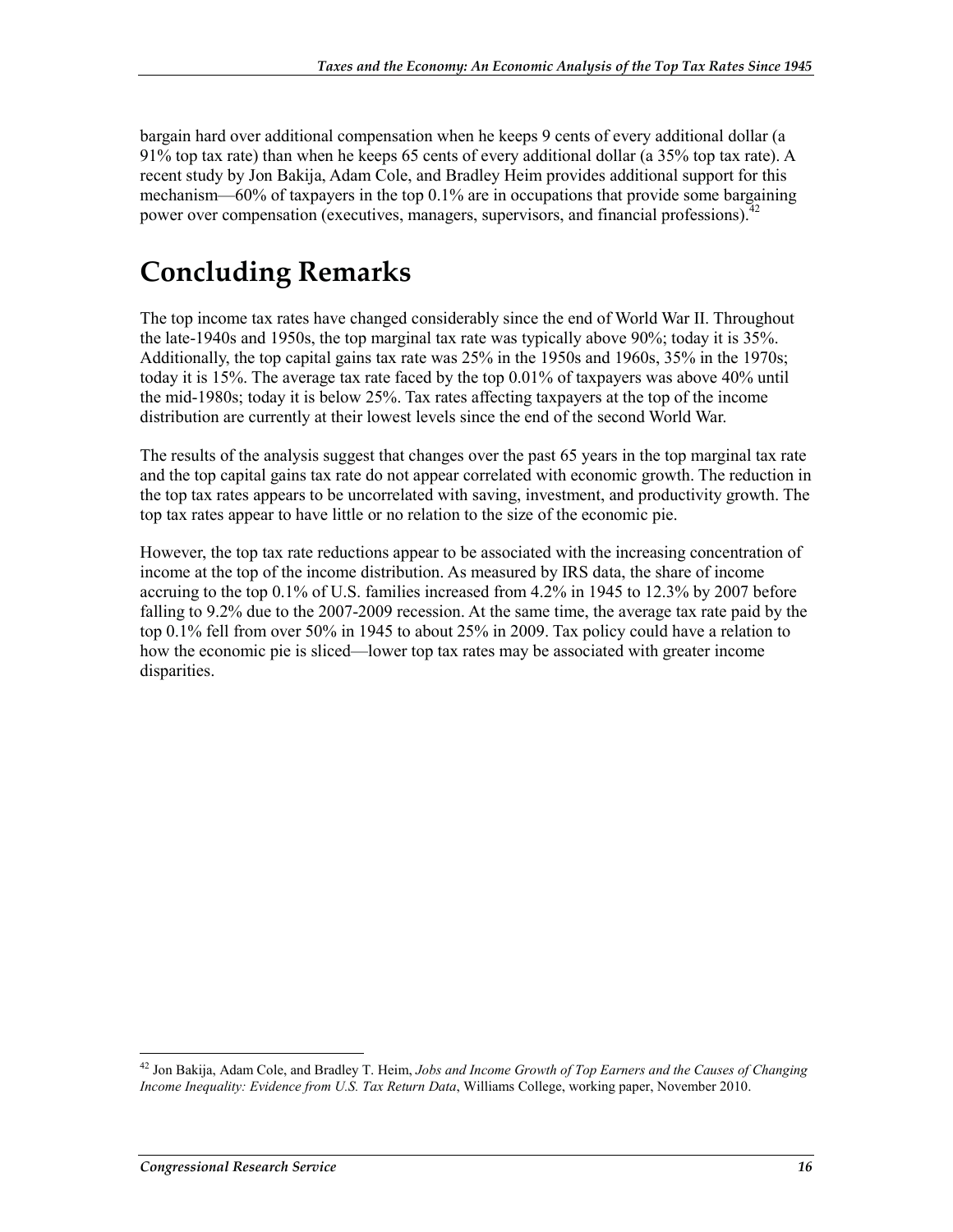bargain hard over additional compensation when he keeps 9 cents of every additional dollar (a 91% top tax rate) than when he keeps 65 cents of every additional dollar (a 35% top tax rate). A recent study by Jon Bakija, Adam Cole, and Bradley Heim provides additional support for this mechanism—60% of taxpayers in the top 0.1% are in occupations that provide some bargaining power over compensation (executives, managers, supervisors, and financial professions).[42]

# Concluding Remarks

The top income tax rates have changed considerably since the end of World War II. Throughout the late-1940s and 1950s, the top marginal tax rate was typically above 90%; today it is 35%. Additionally, the top capital gains tax rate was 25% in the 1950s and 1960s, 35% in the 1970s; today it is 15%. The average tax rate faced by the top 0.01% of taxpayers was above 40% until the mid-1980s; today it is below 25%. Tax rates affecting taxpayers at the top of the income distribution are currently at their lowest levels since the end of the second World War.

The results of the analysis suggest that changes over the past 65 years in the top marginal tax rate and the top capital gains tax rate do not appear correlated with economic growth. The reduction in the top tax rates appears to be uncorrelated with saving, investment, and productivity growth. The top tax rates appear to have little or no relation to the size of the economic pie.

However, the top tax rate reductions appear to be associated with the increasing concentration of income at the top of the income distribution. As measured by IRS data, the share of income accruing to the top 0.1% of U.S. families increased from 4.2% in 1945 to 12.3% by 2007 before falling to 9.2% due to the 2007-2009 recession. At the same time, the average tax rate paid by the top 0.1% fell from over 50% in 1945 to about 25% in 2009. Tax policy could have a relation to how the economic pie is sliced—lower top tax rates may be associated with greater income disparities.

---

[42] Jon Bakija, Adam Cole, and Bradley T. Heim, *Jobs and Income Growth of Top Earners and the Causes of Changing Income Inequality: Evidence from U.S. Tax Return Data*, Williams College, working paper, November 2010.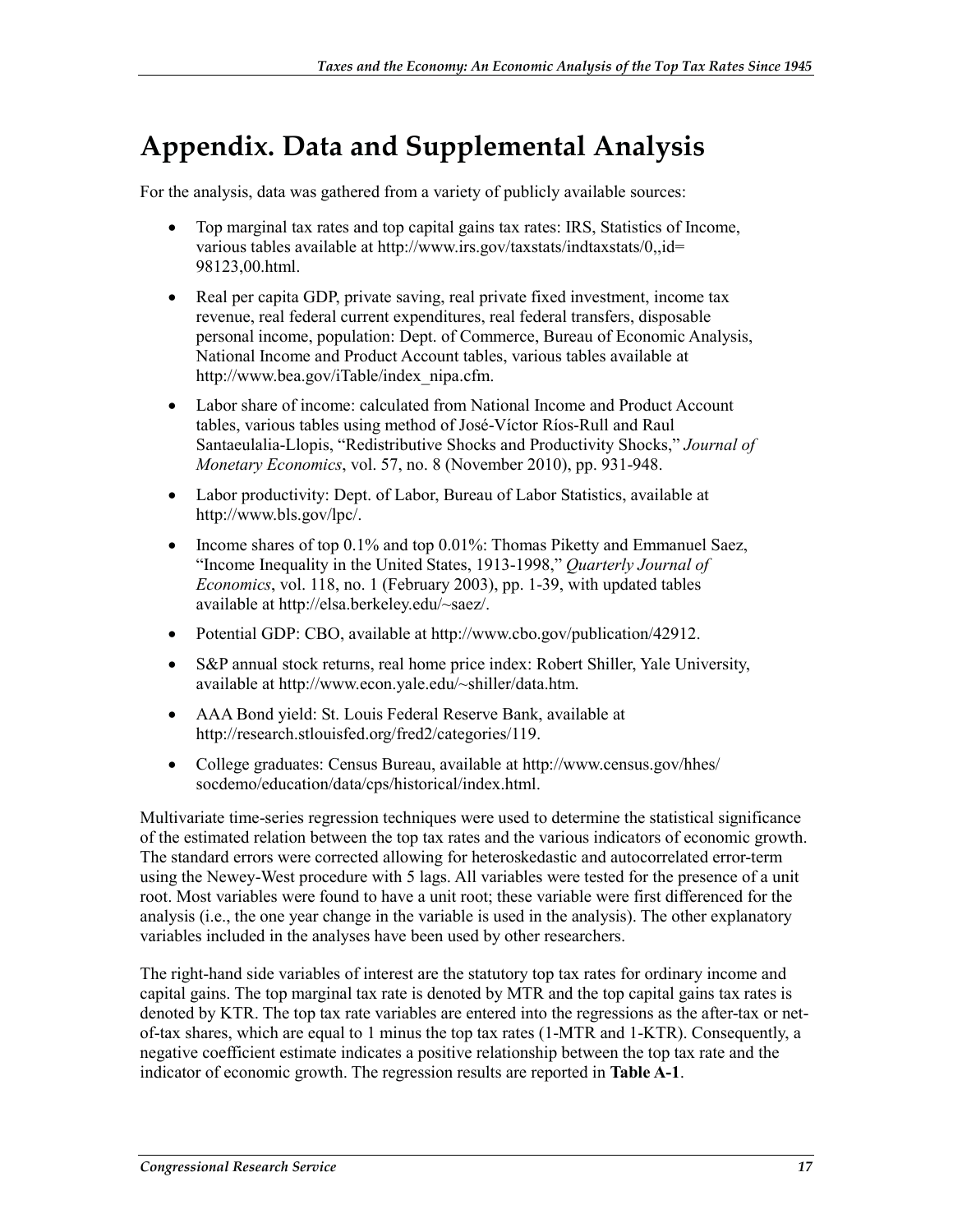# Appendix. Data and Supplemental Analysis

For the analysis, data was gathered from a variety of publicly available sources:

- Top marginal tax rates and top capital gains tax rates: IRS, Statistics of Income, various tables available at http://www.irs.gov/taxstats/indtaxstats/0,,id=98123,00.html.
- Real per capita GDP, private saving, real private fixed investment, income tax revenue, real federal current expenditures, real federal transfers, disposable personal income, population: Dept. of Commerce, Bureau of Economic Analysis, National Income and Product Account tables, various tables available at http://www.bea.gov/iTable/index_nipa.cfm.
- Labor share of income: calculated from National Income and Product Account tables, various tables using method of José-Víctor Ríos-Rull and Raul Santaeulalia-Llopis, "Redistributive Shocks and Productivity Shocks," *Journal of Monetary Economics*, vol. 57, no. 8 (November 2010), pp. 931-948.
- Labor productivity: Dept. of Labor, Bureau of Labor Statistics, available at http://www.bls.gov/lpc/.
- Income shares of top 0.1% and top 0.01%: Thomas Piketty and Emmanuel Saez, "Income Inequality in the United States, 1913-1998," *Quarterly Journal of Economics*, vol. 118, no. 1 (February 2003), pp. 1-39, with updated tables available at http://elsa.berkeley.edu/~saez/.
- Potential GDP: CBO, available at http://www.cbo.gov/publication/42912.
- S&P annual stock returns, real home price index: Robert Shiller, Yale University, available at http://www.econ.yale.edu/~shiller/data.htm.
- AAA Bond yield: St. Louis Federal Reserve Bank, available at http://research.stlouisfed.org/fred2/categories/119.
- College graduates: Census Bureau, available at http://www.census.gov/hhes/socdemo/education/data/cps/historical/index.html.

Multivariate time-series regression techniques were used to determine the statistical significance of the estimated relation between the top tax rates and the various indicators of economic growth. The standard errors were corrected allowing for heteroskedastic and autocorrelated error-term using the Newey-West procedure with 5 lags. All variables were tested for the presence of a unit root. Most variables were found to have a unit root; these variable were first differenced for the analysis (i.e., the one year change in the variable is used in the analysis). The other explanatory variables included in the analyses have been used by other researchers.

The right-hand side variables of interest are the statutory top tax rates for ordinary income and capital gains. The top marginal tax rate is denoted by MTR and the top capital gains tax rates is denoted by KTR. The top tax rate variables are entered into the regressions as the after-tax or net-of-tax shares, which are equal to 1 minus the top tax rates (1-MTR and 1-KTR). Consequently, a negative coefficient estimate indicates a positive relationship between the top tax rate and the indicator of economic growth. The regression results are reported in **Table A-1**.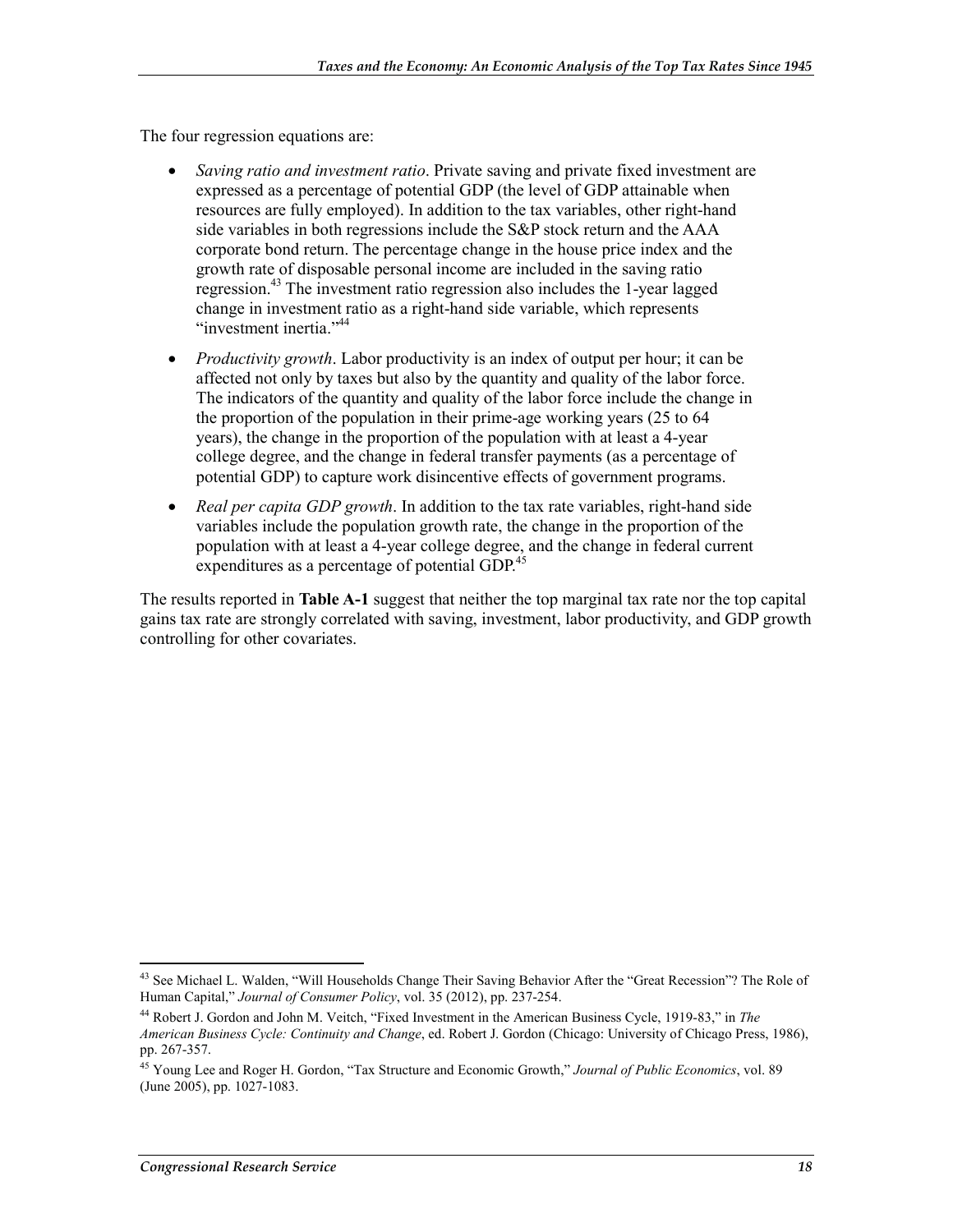The four regression equations are:

- *Saving ratio and investment ratio*. Private saving and private fixed investment are expressed as a percentage of potential GDP (the level of GDP attainable when resources are fully employed). In addition to the tax variables, other right-hand side variables in both regressions include the S&P stock return and the AAA corporate bond return. The percentage change in the house price index and the growth rate of disposable personal income are included in the saving ratio regression.[43] The investment ratio regression also includes the 1-year lagged change in investment ratio as a right-hand side variable, which represents "investment inertia."[44]
- *Productivity growth*. Labor productivity is an index of output per hour; it can be affected not only by taxes but also by the quantity and quality of the labor force. The indicators of the quantity and quality of the labor force include the change in the proportion of the population in their prime-age working years (25 to 64 years), the change in the proportion of the population with at least a 4-year college degree, and the change in federal transfer payments (as a percentage of potential GDP) to capture work disincentive effects of government programs.
- *Real per capita GDP growth*. In addition to the tax rate variables, right-hand side variables include the population growth rate, the change in the proportion of the population with at least a 4-year college degree, and the change in federal current expenditures as a percentage of potential GDP.[45]

The results reported in **Table A-1** suggest that neither the top marginal tax rate nor the top capital gains tax rate are strongly correlated with saving, investment, labor productivity, and GDP growth controlling for other covariates.

[43] See Michael L. Walden, "Will Households Change Their Saving Behavior After the "Great Recession"? The Role of Human Capital," *Journal of Consumer Policy*, vol. 35 (2012), pp. 237-254.

[44] Robert J. Gordon and John M. Veitch, "Fixed Investment in the American Business Cycle, 1919-83," in *The American Business Cycle: Continuity and Change*, ed. Robert J. Gordon (Chicago: University of Chicago Press, 1986), pp. 267-357.

[45] Young Lee and Roger H. Gordon, "Tax Structure and Economic Growth," *Journal of Public Economics*, vol. 89 (June 2005), pp. 1027-1083.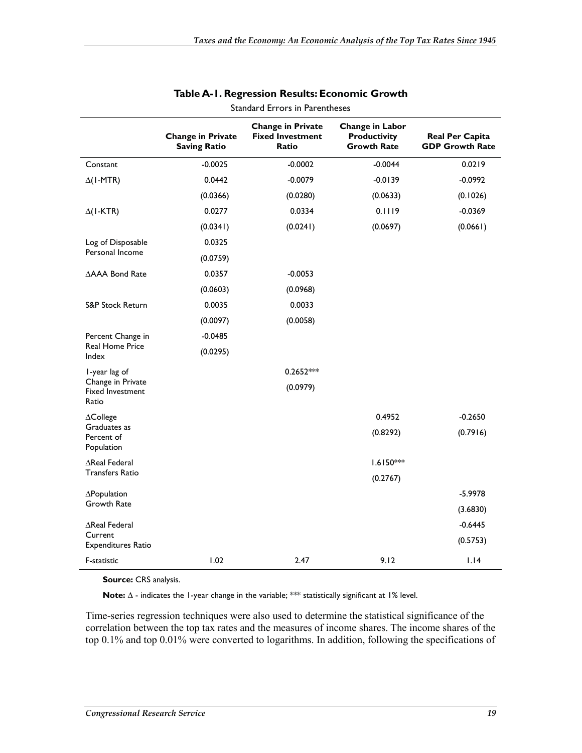**Table A-1. Regression Results: Economic Growth**

Standard Errors in Parentheses

| | Change in Private Saving Ratio | Change in Private Fixed Investment Ratio | Change in Labor Productivity Growth Rate | Real Per Capita GDP Growth Rate |
|---|---|---|---|---|
| Constant | -0.0025 | -0.0002 | -0.0044 | 0.0219 |
| Δ(1-MTR) | 0.0442 | -0.0079 | -0.0139 | -0.0992 |
| | (0.0366) | (0.0280) | (0.0633) | (0.1026) |
| Δ(1-KTR) | 0.0277 | 0.0334 | 0.1119 | -0.0369 |
| | (0.0341) | (0.0241) | (0.0697) | (0.0661) |
| Log of Disposable Personal Income | 0.0325 | | | |
| | (0.0759) | | | |
| ΔAAA Bond Rate | 0.0357 | -0.0053 | | |
| | (0.0603) | (0.0968) | | |
| S&P Stock Return | 0.0035 | 0.0033 | | |
| | (0.0097) | (0.0058) | | |
| Percent Change in Real Home Price Index | -0.0485 | | | |
| | (0.0295) | | | |
| 1-year lag of Change in Private Fixed Investment Ratio | | 0.2652*** | | |
| | | (0.0979) | | |
| ΔCollege Graduates as Percent of Population | | | 0.4952 | -0.2650 |
| | | | (0.8292) | (0.7916) |
| ΔReal Federal Transfers Ratio | | | 1.6150*** | |
| | | | (0.2767) | |
| ΔPopulation Growth Rate | | | | -5.9978 |
| | | | | (3.6830) |
| ΔReal Federal Current Expenditures Ratio | | | | -0.6445 |
| | | | | (0.5753) |
| F-statistic | 1.02 | 2.47 | 9.12 | 1.14 |

**Source:** CRS analysis.

**Note:** Δ - indicates the 1-year change in the variable; *** statistically significant at 1% level.

Time-series regression techniques were also used to determine the statistical significance of the correlation between the top tax rates and the measures of income shares. The income shares of the top 0.1% and top 0.01% were converted to logarithms. In addition, following the specifications of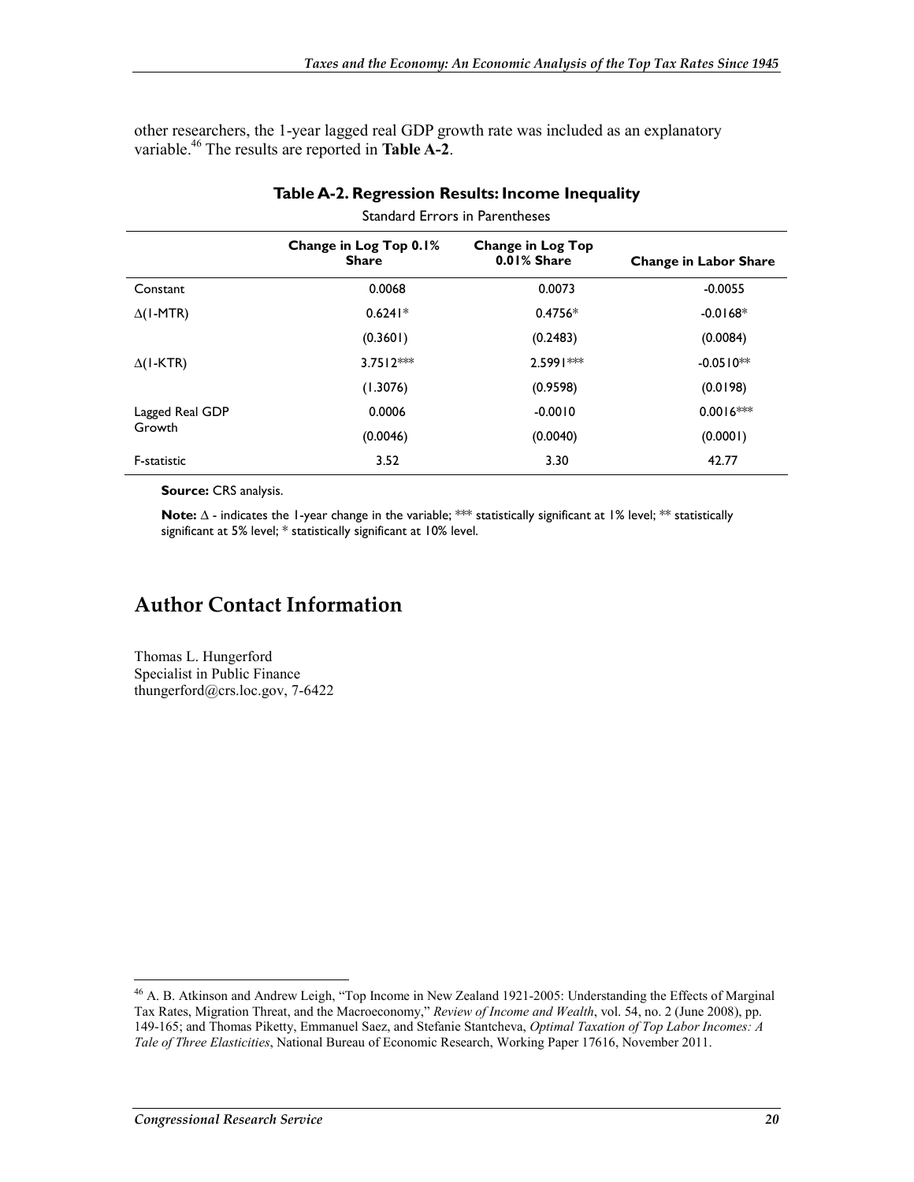other researchers, the 1-year lagged real GDP growth rate was included as an explanatory variable.[46] The results are reported in **Table A-2**.

**Table A-2. Regression Results: Income Inequality**

Standard Errors in Parentheses

| | Change in Log Top 0.1% Share | Change in Log Top 0.01% Share | Change in Labor Share |
|---|---|---|---|
| Constant | 0.0068 | 0.0073 | -0.0055 |
| $\Delta$(1-MTR) | 0.6241* | 0.4756* | -0.0168* |
| | (0.3601) | (0.2483) | (0.0084) |
| $\Delta$(1-KTR) | 3.7512*** | 2.5991*** | -0.0510** |
| | (1.3076) | (0.9598) | (0.0198) |
| Lagged Real GDP Growth | 0.0006 | -0.0010 | 0.0016*** |
| | (0.0046) | (0.0040) | (0.0001) |
| F-statistic | 3.52 | 3.30 | 42.77 |

**Source:** CRS analysis.

**Note:** $\Delta$ - indicates the 1-year change in the variable; *** statistically significant at 1% level; ** statistically significant at 5% level; * statistically significant at 10% level.

## Author Contact Information

Thomas L. Hungerford
Specialist in Public Finance
thungerford@crs.loc.gov, 7-6422

[46] A. B. Atkinson and Andrew Leigh, "Top Income in New Zealand 1921-2005: Understanding the Effects of Marginal Tax Rates, Migration Threat, and the Macroeconomy," *Review of Income and Wealth*, vol. 54, no. 2 (June 2008), pp. 149-165; and Thomas Piketty, Emmanuel Saez, and Stefanie Stantcheva, *Optimal Taxation of Top Labor Incomes: A Tale of Three Elasticities*, National Bureau of Economic Research, Working Paper 17616, November 2011.